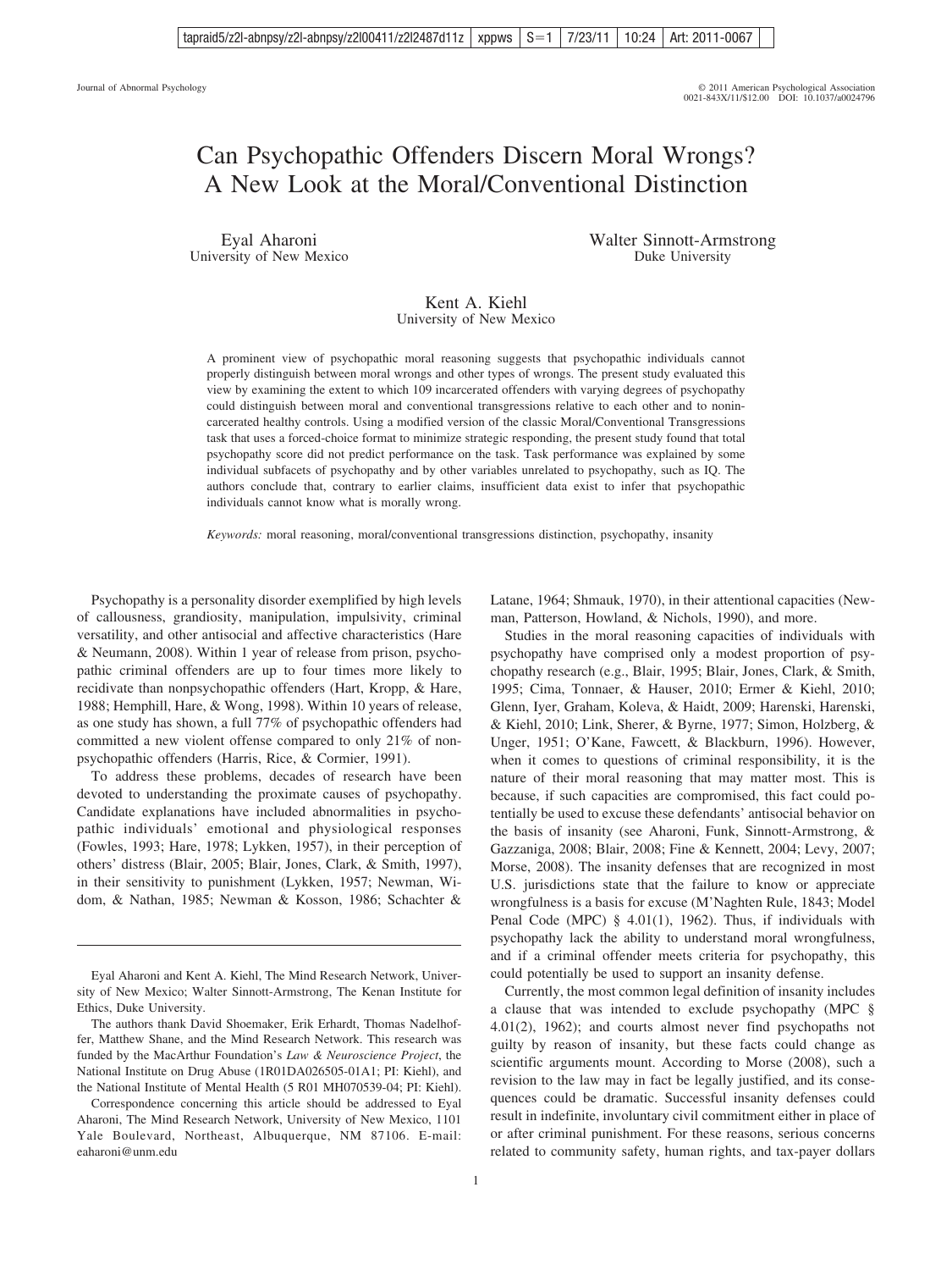# Can Psychopathic Offenders Discern Moral Wrongs? A New Look at the Moral/Conventional Distinction

Eyal Aharoni
University of New Mexico

Walter Sinnott-Armstrong
Duke University

Kent A. Kiehl
University of New Mexico

A prominent view of psychopathic moral reasoning suggests that psychopathic individuals cannot properly distinguish between moral wrongs and other types of wrongs. The present study evaluated this view by examining the extent to which 109 incarcerated offenders with varying degrees of psychopathy could distinguish between moral and conventional transgressions relative to each other and to nonincarcerated healthy controls. Using a modified version of the classic Moral/Conventional Transgressions task that uses a forced-choice format to minimize strategic responding, the present study found that total psychopathy score did not predict performance on the task. Task performance was explained by some individual subfacets of psychopathy and by other variables unrelated to psychopathy, such as IQ. The authors conclude that, contrary to earlier claims, insufficient data exist to infer that psychopathic individuals cannot know what is morally wrong.

*Keywords:* moral reasoning, moral/conventional transgressions distinction, psychopathy, insanity

Psychopathy is a personality disorder exemplified by high levels of callousness, grandiosity, manipulation, impulsivity, criminal versatility, and other antisocial and affective characteristics (Hare & Neumann, 2008). Within 1 year of release from prison, psychopathic criminal offenders are up to four times more likely to recidivate than nonpsychopathic offenders (Hart, Kropp, & Hare, 1988; Hemphill, Hare, & Wong, 1998). Within 10 years of release, as one study has shown, a full 77% of psychopathic offenders had committed a new violent offense compared to only 21% of nonpsychopathic offenders (Harris, Rice, & Cormier, 1991).

To address these problems, decades of research have been devoted to understanding the proximate causes of psychopathy. Candidate explanations have included abnormalities in psychopathic individuals' emotional and physiological responses (Fowles, 1993; Hare, 1978; Lykken, 1957), in their perception of others' distress (Blair, 2005; Blair, Jones, Clark, & Smith, 1997), in their sensitivity to punishment (Lykken, 1957; Newman, Widom, & Nathan, 1985; Newman & Kosson, 1986; Schachter & Latane, 1964; Shmauk, 1970), in their attentional capacities (Newman, Patterson, Howland, & Nichols, 1990), and more.

Studies in the moral reasoning capacities of individuals with psychopathy have comprised only a modest proportion of psychopathy research (e.g., Blair, 1995; Blair, Jones, Clark, & Smith, 1995; Cima, Tonnaer, & Hauser, 2010; Ermer & Kiehl, 2010; Glenn, Iyer, Graham, Koleva, & Haidt, 2009; Harenski, Harenski, & Kiehl, 2010; Link, Sherer, & Byrne, 1977; Simon, Holzberg, & Unger, 1951; O'Kane, Fawcett, & Blackburn, 1996). However, when it comes to questions of criminal responsibility, it is the nature of their moral reasoning that may matter most. This is because, if such capacities are compromised, this fact could potentially be used to excuse these defendants' antisocial behavior on the basis of insanity (see Aharoni, Funk, Sinnott-Armstrong, & Gazzaniga, 2008; Blair, 2008; Fine & Kennett, 2004; Levy, 2007; Morse, 2008). The insanity defenses that are recognized in most U.S. jurisdictions state that the failure to know or appreciate wrongfulness is a basis for excuse (M'Naghten Rule, 1843; Model Penal Code (MPC) § 4.01(1), 1962). Thus, if individuals with psychopathy lack the ability to understand moral wrongfulness, and if a criminal offender meets criteria for psychopathy, this could potentially be used to support an insanity defense.

Currently, the most common legal definition of insanity includes a clause that was intended to exclude psychopathy (MPC § 4.01(2), 1962); and courts almost never find psychopaths not guilty by reason of insanity, but these facts could change as scientific arguments mount. According to Morse (2008), such a revision to the law may in fact be legally justified, and its consequences could be dramatic. Successful insanity defenses could result in indefinite, involuntary civil commitment either in place of or after criminal punishment. For these reasons, serious concerns related to community safety, human rights, and tax-payer dollars

---

Eyal Aharoni and Kent A. Kiehl, The Mind Research Network, University of New Mexico; Walter Sinnott-Armstrong, The Kenan Institute for Ethics, Duke University.

The authors thank David Shoemaker, Erik Erhardt, Thomas Nadelhoffer, Matthew Shane, and the Mind Research Network. This research was funded by the MacArthur Foundation's *Law & Neuroscience Project*, the National Institute on Drug Abuse (1R01DA026505-01A1; PI: Kiehl), and the National Institute of Mental Health (5 R01 MH070539-04; PI: Kiehl).

Correspondence concerning this article should be addressed to Eyal Aharoni, The Mind Research Network, University of New Mexico, 1101 Yale Boulevard, Northeast, Albuquerque, NM 87106. E-mail: eaharoni@unm.edu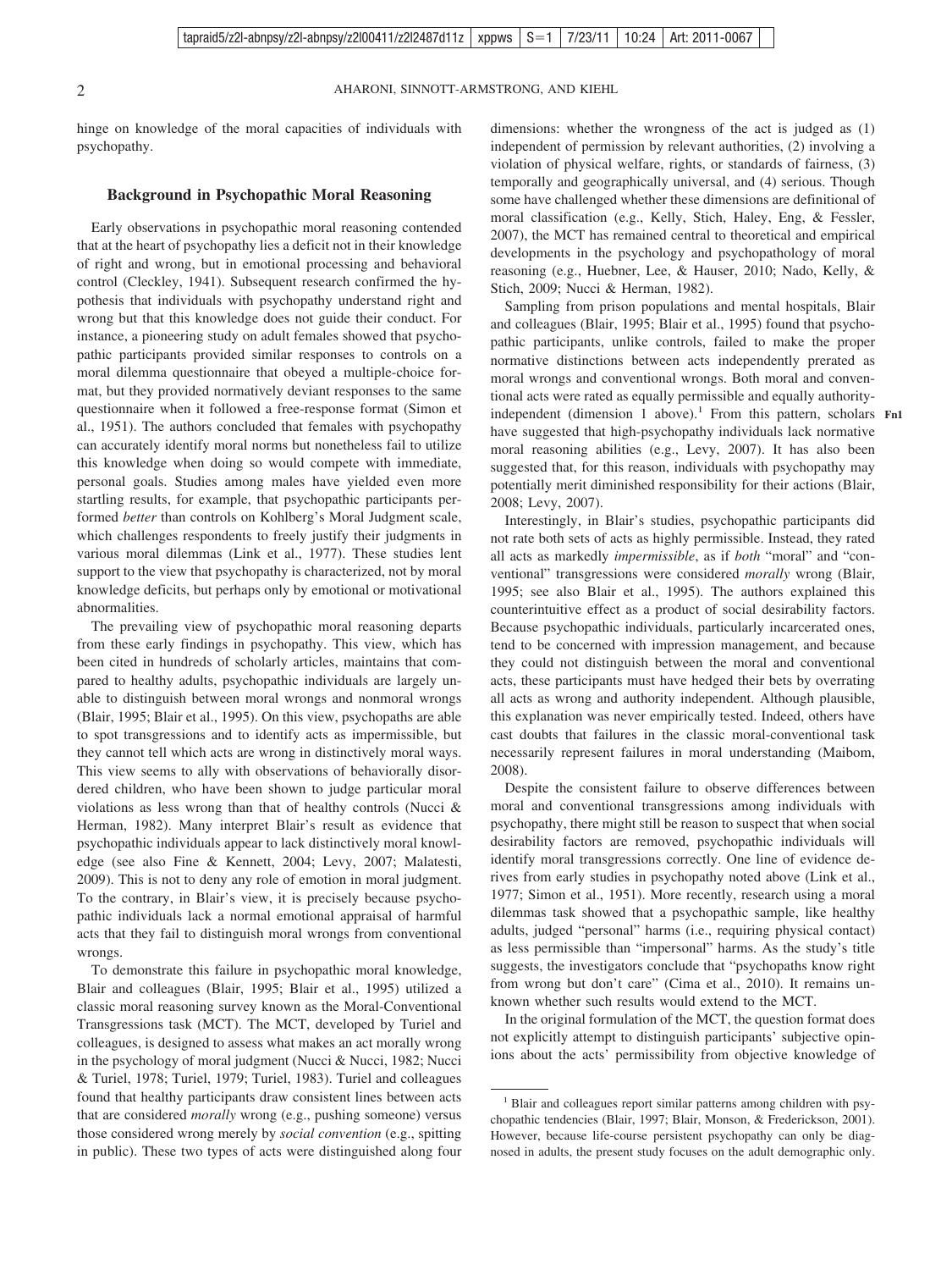hinge on knowledge of the moral capacities of individuals with psychopathy.

## Background in Psychopathic Moral Reasoning

Early observations in psychopathic moral reasoning contended that at the heart of psychopathy lies a deficit not in their knowledge of right and wrong, but in emotional processing and behavioral control (Cleckley, 1941). Subsequent research confirmed the hypothesis that individuals with psychopathy understand right and wrong but that this knowledge does not guide their conduct. For instance, a pioneering study on adult females showed that psychopathic participants provided similar responses to controls on a moral dilemma questionnaire that obeyed a multiple-choice format, but they provided normatively deviant responses to the same questionnaire when it followed a free-response format (Simon et al., 1951). The authors concluded that females with psychopathy can accurately identify moral norms but nonetheless fail to utilize this knowledge when doing so would compete with immediate, personal goals. Studies among males have yielded even more startling results, for example, that psychopathic participants performed *better* than controls on Kohlberg's Moral Judgment scale, which challenges respondents to freely justify their judgments in various moral dilemmas (Link et al., 1977). These studies lent support to the view that psychopathy is characterized, not by moral knowledge deficits, but perhaps only by emotional or motivational abnormalities.

The prevailing view of psychopathic moral reasoning departs from these early findings in psychopathy. This view, which has been cited in hundreds of scholarly articles, maintains that compared to healthy adults, psychopathic individuals are largely unable to distinguish between moral wrongs and nonmoral wrongs (Blair, 1995; Blair et al., 1995). On this view, psychopaths are able to spot transgressions and to identify acts as impermissible, but they cannot tell which acts are wrong in distinctively moral ways. This view seems to ally with observations of behaviorally disordered children, who have been shown to judge particular moral violations as less wrong than that of healthy controls (Nucci & Herman, 1982). Many interpret Blair's result as evidence that psychopathic individuals appear to lack distinctively moral knowledge (see also Fine & Kennett, 2004; Levy, 2007; Malatesti, 2009). This is not to deny any role of emotion in moral judgment. To the contrary, in Blair's view, it is precisely because psychopathic individuals lack a normal emotional appraisal of harmful acts that they fail to distinguish moral wrongs from conventional wrongs.

To demonstrate this failure in psychopathic moral knowledge, Blair and colleagues (Blair, 1995; Blair et al., 1995) utilized a classic moral reasoning survey known as the Moral-Conventional Transgressions task (MCT). The MCT, developed by Turiel and colleagues, is designed to assess what makes an act morally wrong in the psychology of moral judgment (Nucci & Nucci, 1982; Nucci & Turiel, 1978; Turiel, 1979; Turiel, 1983). Turiel and colleagues found that healthy participants draw consistent lines between acts that are considered *morally* wrong (e.g., pushing someone) versus those considered wrong merely by *social convention* (e.g., spitting in public). These two types of acts were distinguished along four dimensions: whether the wrongness of the act is judged as (1) independent of permission by relevant authorities, (2) involving a violation of physical welfare, rights, or standards of fairness, (3) temporally and geographically universal, and (4) serious. Though some have challenged whether these dimensions are definitional of moral classification (e.g., Kelly, Stich, Haley, Eng, & Fessler, 2007), the MCT has remained central to theoretical and empirical developments in the psychology and psychopathology of moral reasoning (e.g., Huebner, Lee, & Hauser, 2010; Nado, Kelly, & Stich, 2009; Nucci & Herman, 1982).

Sampling from prison populations and mental hospitals, Blair and colleagues (Blair, 1995; Blair et al., 1995) found that psychopathic participants, unlike controls, failed to make the proper normative distinctions between acts independently prerated as moral wrongs and conventional wrongs. Both moral and conventional acts were rated as equally permissible and equally authority-independent (dimension 1 above).[1] From this pattern, scholars have suggested that high-psychopathy individuals lack normative moral reasoning abilities (e.g., Levy, 2007). It has also been suggested that, for this reason, individuals with psychopathy may potentially merit diminished responsibility for their actions (Blair, 2008; Levy, 2007).

Interestingly, in Blair's studies, psychopathic participants did not rate both sets of acts as highly permissible. Instead, they rated all acts as markedly *impermissible*, as if *both* "moral" and "conventional" transgressions were considered *morally* wrong (Blair, 1995; see also Blair et al., 1995). The authors explained this counterintuitive effect as a product of social desirability factors. Because psychopathic individuals, particularly incarcerated ones, tend to be concerned with impression management, and because they could not distinguish between the moral and conventional acts, these participants must have hedged their bets by overrating all acts as wrong and authority independent. Although plausible, this explanation was never empirically tested. Indeed, others have cast doubts that failures in the classic moral-conventional task necessarily represent failures in moral understanding (Maibom, 2008).

Despite the consistent failure to observe differences between moral and conventional transgressions among individuals with psychopathy, there might still be reason to suspect that when social desirability factors are removed, psychopathic individuals will identify moral transgressions correctly. One line of evidence derives from early studies in psychopathy noted above (Link et al., 1977; Simon et al., 1951). More recently, research using a moral dilemmas task showed that a psychopathic sample, like healthy adults, judged "personal" harms (i.e., requiring physical contact) as less permissible than "impersonal" harms. As the study's title suggests, the investigators conclude that "psychopaths know right from wrong but don't care" (Cima et al., 2010). It remains unknown whether such results would extend to the MCT.

In the original formulation of the MCT, the question format does not explicitly attempt to distinguish participants' subjective opinions about the acts' permissibility from objective knowledge of

[1] Blair and colleagues report similar patterns among children with psychopathic tendencies (Blair, 1997; Blair, Monson, & Frederickson, 2001). However, because life-course persistent psychopathy can only be diagnosed in adults, the present study focuses on the adult demographic only.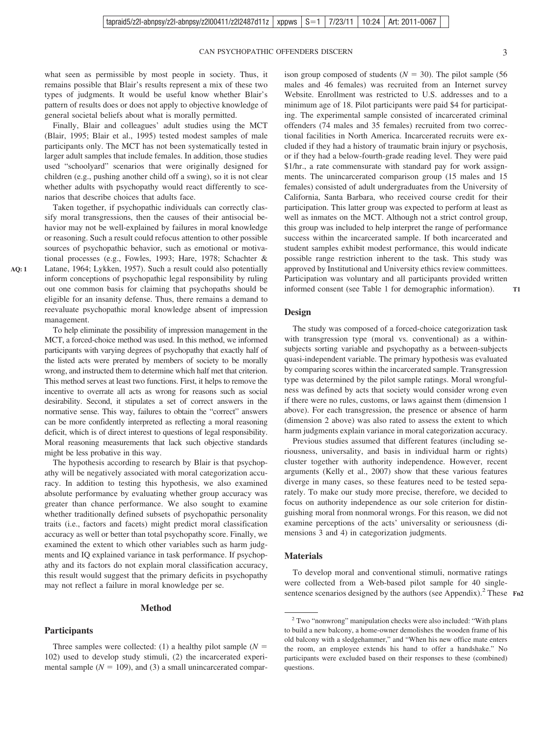what seen as permissible by most people in society. Thus, it remains possible that Blair's results represent a mix of these two types of judgments. It would be useful know whether Blair's pattern of results does or does not apply to objective knowledge of general societal beliefs about what is morally permitted.

Finally, Blair and colleagues' adult studies using the MCT (Blair, 1995; Blair et al., 1995) tested modest samples of male participants only. The MCT has not been systematically tested in larger adult samples that include females. In addition, those studies used "schoolyard" scenarios that were originally designed for children (e.g., pushing another child off a swing), so it is not clear whether adults with psychopathy would react differently to scenarios that describe choices that adults face.

Taken together, if psychopathic individuals can correctly classify moral transgressions, then the causes of their antisocial behavior may not be well-explained by failures in moral knowledge or reasoning. Such a result could refocus attention to other possible sources of psychopathic behavior, such as emotional or motivational processes (e.g., Fowles, 1993; Hare, 1978; Schachter & Latane, 1964; Lykken, 1957). Such a result could also potentially inform conceptions of psychopathic legal responsibility by ruling out one common basis for claiming that psychopaths should be eligible for an insanity defense. Thus, there remains a demand to reevaluate psychopathic moral knowledge absent of impression management.

To help eliminate the possibility of impression management in the MCT, a forced-choice method was used. In this method, we informed participants with varying degrees of psychopathy that exactly half of the listed acts were prerated by members of society to be morally wrong, and instructed them to determine which half met that criterion. This method serves at least two functions. First, it helps to remove the incentive to overrate all acts as wrong for reasons such as social desirability. Second, it stipulates a set of correct answers in the normative sense. This way, failures to obtain the "correct" answers can be more confidently interpreted as reflecting a moral reasoning deficit, which is of direct interest to questions of legal responsibility. Moral reasoning measurements that lack such objective standards might be less probative in this way.

The hypothesis according to research by Blair is that psychopathy will be negatively associated with moral categorization accuracy. In addition to testing this hypothesis, we also examined absolute performance by evaluating whether group accuracy was greater than chance performance. We also sought to examine whether traditionally defined subsets of psychopathic personality traits (i.e., factors and facets) might predict moral classification accuracy as well or better than total psychopathy score. Finally, we examined the extent to which other variables such as harm judgments and IQ explained variance in task performance. If psychopathy and its factors do not explain moral classification accuracy, this result would suggest that the primary deficits in psychopathy may not reflect a failure in moral knowledge per se.

## Method

### Participants

Three samples were collected: (1) a healthy pilot sample ($N$ = 102) used to develop study stimuli, (2) the incarcerated experimental sample ($N$ = 109), and (3) a small unincarcerated comparison group composed of students ($N$ = 30). The pilot sample (56 males and 46 females) was recruited from an Internet survey Website. Enrollment was restricted to U.S. addresses and to a minimum age of 18. Pilot participants were paid $4 for participating. The experimental sample consisted of incarcerated criminal offenders (74 males and 35 females) recruited from two correctional facilities in North America. Incarcerated recruits were excluded if they had a history of traumatic brain injury or psychosis, or if they had a below-fourth-grade reading level. They were paid $1/hr., a rate commensurate with standard pay for work assignments. The unincarcerated comparison group (15 males and 15 females) consisted of adult undergraduates from the University of California, Santa Barbara, who received course credit for their participation. This latter group was expected to perform at least as well as inmates on the MCT. Although not a strict control group, this group was included to help interpret the range of performance success within the incarcerated sample. If both incarcerated and student samples exhibit modest performance, this would indicate possible range restriction inherent to the task. This study was approved by Institutional and University ethics review committees. Participation was voluntary and all participants provided written informed consent (see Table 1 for demographic information).

### Design

The study was composed of a forced-choice categorization task with transgression type (moral vs. conventional) as a within-subjects sorting variable and psychopathy as a between-subjects quasi-independent variable. The primary hypothesis was evaluated by comparing scores within the incarcerated sample. Transgression type was determined by the pilot sample ratings. Moral wrongfulness was defined by acts that society would consider wrong even if there were no rules, customs, or laws against them (dimension 1 above). For each transgression, the presence or absence of harm (dimension 2 above) was also rated to assess the extent to which harm judgments explain variance in moral categorization accuracy.

Previous studies assumed that different features (including seriousness, universality, and basis in individual harm or rights) cluster together with authority independence. However, recent arguments (Kelly et al., 2007) show that these various features diverge in many cases, so these features need to be tested separately. To make our study more precise, therefore, we decided to focus on authority independence as our sole criterion for distinguishing moral from nonmoral wrongs. For this reason, we did not examine perceptions of the acts' universality or seriousness (dimensions 3 and 4) in categorization judgments.

### Materials

To develop moral and conventional stimuli, normative ratings were collected from a Web-based pilot sample for 40 single-sentence scenarios designed by the authors (see Appendix).[2] These

[2] Two "nonwrong" manipulation checks were also included: "With plans to build a new balcony, a home-owner demolishes the wooden frame of his old balcony with a sledgehammer," and "When his new office mate enters the room, an employee extends his hand to offer a handshake." No participants were excluded based on their responses to these (combined) questions.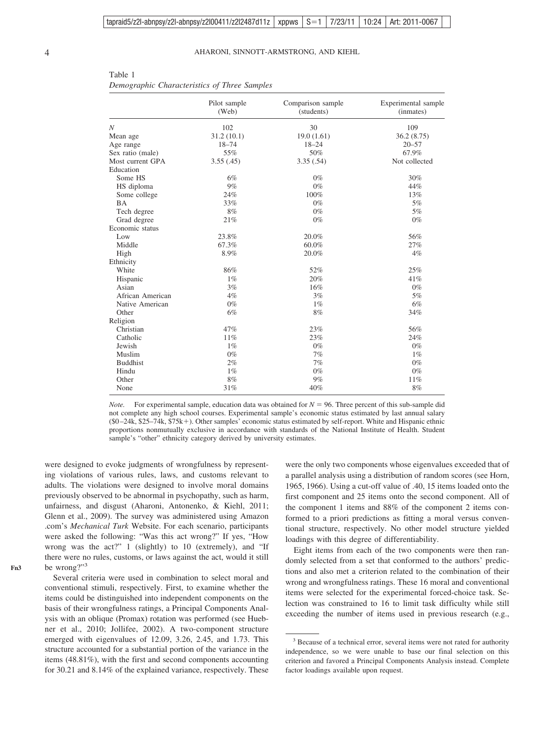Table 1
*Demographic Characteristics of Three Samples*

| | Pilot sample (Web) | Comparison sample (students) | Experimental sample (inmates) |
|---|---|---|---|
| *N* | 102 | 30 | 109 |
| Mean age | 31.2 (10.1) | 19.0 (1.61) | 36.2 (8.75) |
| Age range | 18–74 | 18–24 | 20–57 |
| Sex ratio (male) | 55% | 50% | 67.9% |
| Most current GPA | 3.55 (.45) | 3.35 (.54) | Not collected |
| Education | | | |
| Some HS | 6% | 0% | 30% |
| HS diploma | 9% | 0% | 44% |
| Some college | 24% | 100% | 13% |
| BA | 33% | 0% | 5% |
| Tech degree | 8% | 0% | 5% |
| Grad degree | 21% | 0% | 0% |
| Economic status | | | |
| Low | 23.8% | 20.0% | 56% |
| Middle | 67.3% | 60.0% | 27% |
| High | 8.9% | 20.0% | 4% |
| Ethnicity | | | |
| White | 86% | 52% | 25% |
| Hispanic | 1% | 20% | 41% |
| Asian | 3% | 16% | 0% |
| African American | 4% | 3% | 5% |
| Native American | 0% | 1% | 6% |
| Other | 6% | 8% | 34% |
| Religion | | | |
| Christian | 47% | 23% | 56% |
| Catholic | 11% | 23% | 24% |
| Jewish | 1% | 0% | 0% |
| Muslim | 0% | 7% | 1% |
| Buddhist | 2% | 7% | 0% |
| Hindu | 1% | 0% | 0% |
| Other | 8% | 9% | 11% |
| None | 31% | 40% | 8% |

*Note.* For experimental sample, education data was obtained for $N = 96$. Three percent of this sub-sample did not complete any high school courses. Experimental sample's economic status estimated by last annual salary ($0–24k, $25–74k, $75k+). Other samples' economic status estimated by self-report. White and Hispanic ethnic proportions nonmutually exclusive in accordance with standards of the National Institute of Health. Student sample's "other" ethnicity category derived by university estimates.

were designed to evoke judgments of wrongfulness by representing violations of various rules, laws, and customs relevant to adults. The violations were designed to involve moral domains previously observed to be abnormal in psychopathy, such as harm, unfairness, and disgust (Aharoni, Antonenko, & Kiehl, 2011; Glenn et al., 2009). The survey was administered using Amazon .com's *Mechanical Turk* Website. For each scenario, participants were asked the following: "Was this act wrong?" If yes, "How wrong was the act?" 1 (slightly) to 10 (extremely), and "If there were no rules, customs, or laws against the act, would it still be wrong?"[3]

Several criteria were used in combination to select moral and conventional stimuli, respectively. First, to examine whether the items could be distinguished into independent components on the basis of their wrongfulness ratings, a Principal Components Analysis with an oblique (Promax) rotation was performed (see Huebner et al., 2010; Jollifee, 2002). A two-component structure emerged with eigenvalues of 12.09, 3.26, 2.45, and 1.73. This structure accounted for a substantial portion of the variance in the items (48.81%), with the first and second components accounting for 30.21 and 8.14% of the explained variance, respectively. These were the only two components whose eigenvalues exceeded that of a parallel analysis using a distribution of random scores (see Horn, 1965, 1966). Using a cut-off value of .40, 15 items loaded onto the first component and 25 items onto the second component. All of the component 1 items and 88% of the component 2 items conformed to a priori predictions as fitting a moral versus conventional structure, respectively. No other model structure yielded loadings with this degree of differentiability.

Eight items from each of the two components were then randomly selected from a set that conformed to the authors' predictions and also met a criterion related to the combination of their wrong and wrongfulness ratings. These 16 moral and conventional items were selected for the experimental forced-choice task. Selection was constrained to 16 to limit task difficulty while still exceeding the number of items used in previous research (e.g.,

[3] Because of a technical error, several items were not rated for authority independence, so we were unable to base our final selection on this criterion and favored a Principal Components Analysis instead. Complete factor loadings available upon request.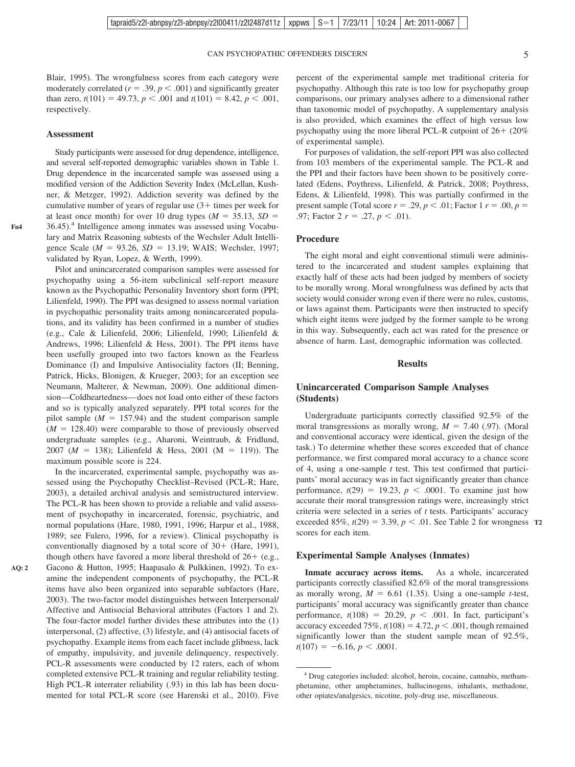Blair, 1995). The wrongfulness scores from each category were moderately correlated ($r = .39$, $p < .001$) and significantly greater than zero, $t(101) = 49.73$, $p < .001$ and $t(101) = 8.42$, $p < .001$, respectively.

## Assessment

Study participants were assessed for drug dependence, intelligence, and several self-reported demographic variables shown in Table 1. Drug dependence in the incarcerated sample was assessed using a modified version of the Addiction Severity Index (McLellan, Kushner, & Metzger, 1992). Addiction severity was defined by the cumulative number of years of regular use (3+ times per week for at least once month) for over 10 drug types ($M = 35.13$, $SD = 36.45$).[4] Intelligence among inmates was assessed using Vocabulary and Matrix Reasoning subtests of the Wechsler Adult Intelligence Scale ($M = 93.26$, $SD = 13.19$; WAIS; Wechsler, 1997; validated by Ryan, Lopez, & Werth, 1999).

Pilot and unincarcerated comparison samples were assessed for psychopathy using a 56-item subclinical self-report measure known as the Psychopathic Personality Inventory short form (PPI; Lilienfeld, 1990). The PPI was designed to assess normal variation in psychopathic personality traits among nonincarcerated populations, and its validity has been confirmed in a number of studies (e.g., Cale & Lilienfeld, 2006; Lilienfeld, 1990; Lilienfeld & Andrews, 1996; Lilienfeld & Hess, 2001). The PPI items have been usefully grouped into two factors known as the Fearless Dominance (I) and Impulsive Antisociality factors (II; Benning, Patrick, Hicks, Blonigen, & Krueger, 2003; for an exception see Neumann, Malterer, & Newman, 2009). One additional dimension—Coldheartedness—does not load onto either of these factors and so is typically analyzed separately. PPI total scores for the pilot sample ($M = 157.94$) and the student comparison sample ($M = 128.40$) were comparable to those of previously observed undergraduate samples (e.g., Aharoni, Weintraub, & Fridlund, 2007 ($M = 138$); Lilienfeld & Hess, 2001 (M = 119)). The maximum possible score is 224.

In the incarcerated, experimental sample, psychopathy was assessed using the Psychopathy Checklist–Revised (PCL-R; Hare, 2003), a detailed archival analysis and semistructured interview. The PCL-R has been shown to provide a reliable and valid assessment of psychopathy in incarcerated, forensic, psychiatric, and normal populations (Hare, 1980, 1991, 1996; Harpur et al., 1988, 1989; see Fulero, 1996, for a review). Clinical psychopathy is conventionally diagnosed by a total score of 30+ (Hare, 1991), though others have favored a more liberal threshold of 26+ (e.g., Gacono & Hutton, 1995; Haapasalo & Pulkkinen, 1992). To examine the independent components of psychopathy, the PCL-R items have also been organized into separable subfactors (Hare, 2003). The two-factor model distinguishes between Interpersonal/Affective and Antisocial Behavioral attributes (Factors 1 and 2). The four-factor model further divides these attributes into the (1) interpersonal, (2) affective, (3) lifestyle, and (4) antisocial facets of psychopathy. Example items from each facet include glibness, lack of empathy, impulsivity, and juvenile delinquency, respectively. PCL-R assessments were conducted by 12 raters, each of whom completed extensive PCL-R training and regular reliability testing. High PCL-R interrater reliability (.93) in this lab has been documented for total PCL-R score (see Harenski et al., 2010). Five percent of the experimental sample met traditional criteria for psychopathy. Although this rate is too low for psychopathy group comparisons, our primary analyses adhere to a dimensional rather than taxonomic model of psychopathy. A supplementary analysis is also provided, which examines the effect of high versus low psychopathy using the more liberal PCL-R cutpoint of 26+ (20% of experimental sample).

For purposes of validation, the self-report PPI was also collected from 103 members of the experimental sample. The PCL-R and the PPI and their factors have been shown to be positively correlated (Edens, Poythress, Lilienfeld, & Patrick, 2008; Poythress, Edens, & Lilienfeld, 1998). This was partially confirmed in the present sample (Total score $r = .29$, $p < .01$; Factor 1 $r = .00$, $p = .97$; Factor 2 $r = .27$, $p < .01$).

## Procedure

The eight moral and eight conventional stimuli were administered to the incarcerated and student samples explaining that exactly half of these acts had been judged by members of society to be morally wrong. Moral wrongfulness was defined by acts that society would consider wrong even if there were no rules, customs, or laws against them. Participants were then instructed to specify which eight items were judged by the former sample to be wrong in this way. Subsequently, each act was rated for the presence or absence of harm. Last, demographic information was collected.

# Results

## Unincarcerated Comparison Sample Analyses (Students)

Undergraduate participants correctly classified 92.5% of the moral transgressions as morally wrong, $M = 7.40$ (.97). (Moral and conventional accuracy were identical, given the design of the task.) To determine whether these scores exceeded that of chance performance, we first compared moral accuracy to a chance score of 4, using a one-sample $t$ test. This test confirmed that participants' moral accuracy was in fact significantly greater than chance performance, $t(29) = 19.23$, $p < .0001$. To examine just how accurate their moral transgression ratings were, increasingly strict criteria were selected in a series of $t$ tests. Participants' accuracy exceeded 85%, $t(29) = 3.39$, $p < .01$. See Table 2 for wrongness scores for each item.

## Experimental Sample Analyses (Inmates)

**Inmate accuracy across items.** As a whole, incarcerated participants correctly classified 82.6% of the moral transgressions as morally wrong, $M = 6.61$ (1.35). Using a one-sample $t$-test, participants' moral accuracy was significantly greater than chance performance, $t(108) = 20.29$, $p < .001$. In fact, participant's accuracy exceeded 75%, $t(108) = 4.72$, $p < .001$, though remained significantly lower than the student sample mean of 92.5%, $t(107) = -6.16$, $p < .0001$.

[4] Drug categories included: alcohol, heroin, cocaine, cannabis, methamphetamine, other amphetamines, hallucinogens, inhalants, methadone, other opiates/analgesics, nicotine, poly-drug use, miscellaneous.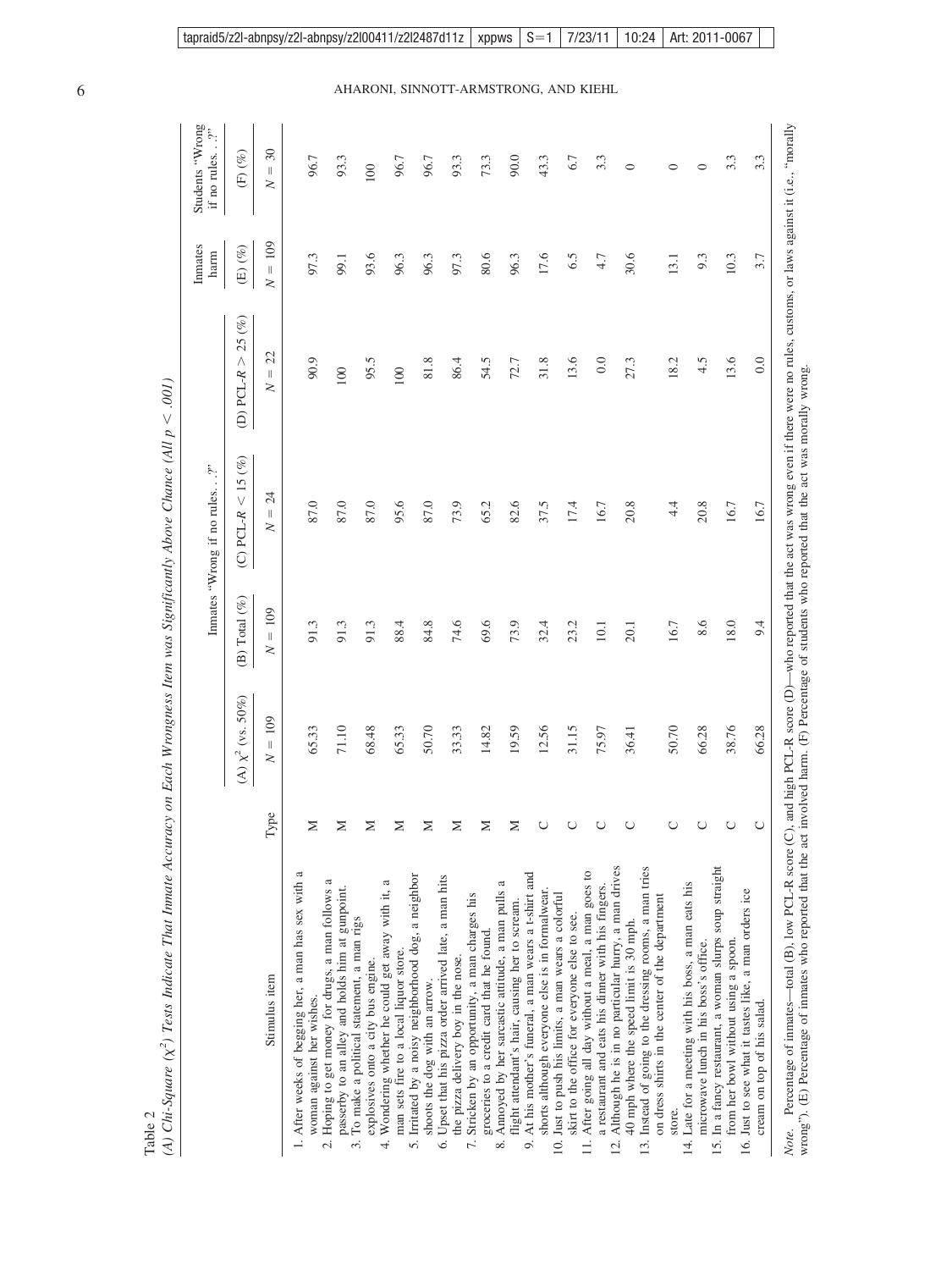Table 2
(A) Chi-Square ($\chi^2$) Tests Indicate That Inmate Accuracy on Each Wrongness Item was Significantly Above Chance (All $p < .001$)

| Stimulus item | Type | (A) $\chi^2$ (vs. 50%) | Inmates "Wrong if no rules. . .?" (B) Total (%) | (C) PCL-R < 15 (%) | (D) PCL-R > 25 (%) | Inmates harm (E) (%) | Students "Wrong if no rules. . .?" (F) (%) |
|---|---|---|---|---|---|---|---|
| | | $N = 109$ | $N = 109$ | $N = 24$ | $N = 22$ | $N = 109$ | $N = 30$ |
| 1. After weeks of begging her, a man has sex with a woman against her wishes. | M | 65.33 | 91.3 | 87.0 | 90.9 | 97.3 | 96.7 |
| 2. Hoping to get money for drugs, a man follows a passerby to an alley and holds him at gunpoint. | M | 71.10 | 91.3 | 87.0 | 100 | 99.1 | 93.3 |
| 3. To make a political statement, a man rigs explosives onto a city bus engine. | M | 68.48 | 91.3 | 87.0 | 95.5 | 93.6 | 100 |
| 4. Wondering whether he could get away with it, a man sets fire to a local liquor store. | M | 65.33 | 88.4 | 95.6 | 100 | 96.3 | 96.7 |
| 5. Irritated by a noisy neighborhood dog, a neighbor shoots the dog with an arrow. | M | 50.70 | 84.8 | 87.0 | 81.8 | 96.3 | 96.7 |
| 6. Upset that his pizza order arrived late, a man hits the pizza delivery boy in the nose. | M | 33.33 | 74.6 | 73.9 | 86.4 | 97.3 | 93.3 |
| 7. Stricken by an opportunity, a man charges his groceries to a credit card that he found. | M | 14.82 | 69.6 | 65.2 | 54.5 | 80.6 | 73.3 |
| 8. Annoyed by her sarcastic attitude, a man pulls a flight attendant's hair, causing her to scream. | M | 19.59 | 73.9 | 82.6 | 72.7 | 96.3 | 90.0 |
| 9. At his mother's funeral, a man wears a t-shirt and shorts although everyone else is in formalwear. | C | 12.56 | 32.4 | 37.5 | 31.8 | 17.6 | 43.3 |
| 10. Just to push his limits, a man wears a colorful skirt to the office for everyone else to see. | C | 31.15 | 23.2 | 17.4 | 13.6 | 6.5 | 6.7 |
| 11. After going all day without a meal, a man goes to a restaurant and eats his dinner with his fingers. | C | 75.97 | 10.1 | 16.7 | 0.0 | 4.7 | 3.3 |
| 12. Although he is in no particular hurry, a man drives 40 mph where the speed limit is 30 mph. | C | 36.41 | 20.1 | 20.8 | 27.3 | 30.6 | 0 |
| 13. Instead of going to the dressing rooms, a man tries on dress shirts in the center of the department store. | C | 50.70 | 16.7 | 4.4 | 18.2 | 13.1 | 0 |
| 14. Late for a meeting with his boss, a man eats his microwave lunch in his boss's office. | C | 66.28 | 8.6 | 20.8 | 4.5 | 9.3 | 0 |
| 15. In a fancy restaurant, a woman slurps soup straight from her bowl without using a spoon. | C | 38.76 | 18.0 | 16.7 | 13.6 | 10.3 | 3.3 |
| 16. Just to see what it tastes like, a man orders ice cream on top of his salad. | C | 66.28 | 9.4 | 16.7 | 0.0 | 3.7 | 3.3 |

*Note.* Percentage of inmates—total (B), low PCL-R score (C), and high PCL-R score (D)—who reported that the act was wrong even if there were no rules, customs, or laws against it (i.e., "morally wrong"). (E) Percentage of inmates who reported that the act involved harm. (F) Percentage of students who reported that the act was morally wrong.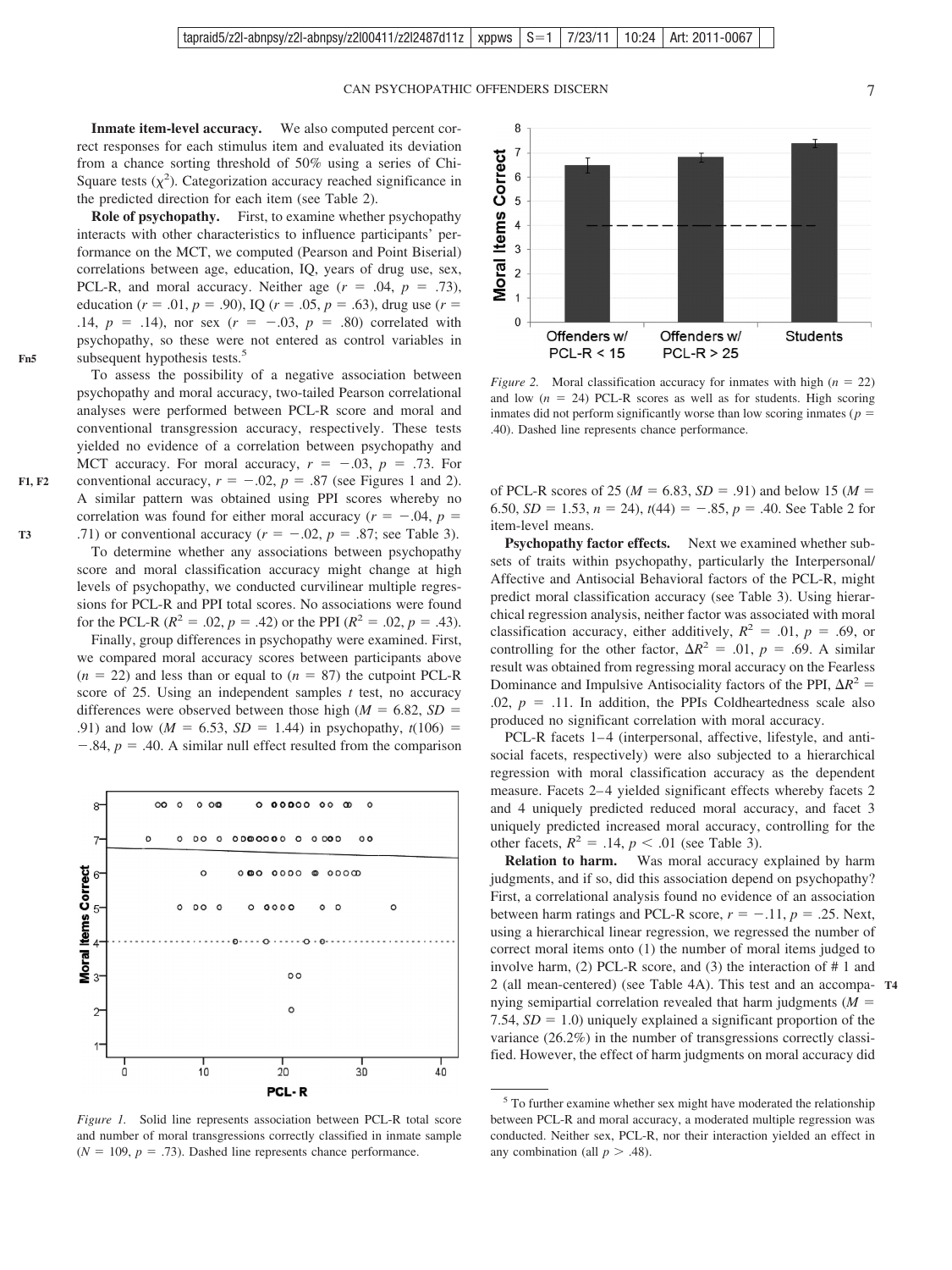**Inmate item-level accuracy.** We also computed percent correct responses for each stimulus item and evaluated its deviation from a chance sorting threshold of 50% using a series of Chi-Square tests ($\chi^2$). Categorization accuracy reached significance in the predicted direction for each item (see Table 2).

**Role of psychopathy.** First, to examine whether psychopathy interacts with other characteristics to influence participants' performance on the MCT, we computed (Pearson and Point Biserial) correlations between age, education, IQ, years of drug use, sex, PCL-R, and moral accuracy. Neither age ($r = .04$, $p = .73$), education ($r = .01$, $p = .90$), IQ ($r = .05$, $p = .63$), drug use ($r = .14$, $p = .14$), nor sex ($r = -.03$, $p = .80$) correlated with psychopathy, so these were not entered as control variables in subsequent hypothesis tests.[5]

To assess the possibility of a negative association between psychopathy and moral accuracy, two-tailed Pearson correlational analyses were performed between PCL-R score and moral and conventional transgression accuracy, respectively. These tests yielded no evidence of a correlation between psychopathy and MCT accuracy. For moral accuracy, $r = -.03$, $p = .73$. For conventional accuracy, $r = -.02$, $p = .87$ (see Figures 1 and 2). A similar pattern was obtained using PPI scores whereby no correlation was found for either moral accuracy ($r = -.04$, $p = .71$) or conventional accuracy ($r = -.02$, $p = .87$; see Table 3).

To determine whether any associations between psychopathy score and moral classification accuracy might change at high levels of psychopathy, we conducted curvilinear multiple regressions for PCL-R and PPI total scores. No associations were found for the PCL-R ($R^2 = .02$, $p = .42$) or the PPI ($R^2 = .02$, $p = .43$).

Finally, group differences in psychopathy were examined. First, we compared moral accuracy scores between participants above ($n = 22$) and less than or equal to ($n = 87$) the cutpoint PCL-R score of 25. Using an independent samples $t$ test, no accuracy differences were observed between those high ($M = 6.82$, $SD = .91$) and low ($M = 6.53$, $SD = 1.44$) in psychopathy, $t(106) = -.84$, $p = .40$. A similar null effect resulted from the comparison of PCL-R scores of 25 ($M = 6.83$, $SD = .91$) and below 15 ($M = 6.50$, $SD = 1.53$, $n = 24$), $t(44) = -.85$, $p = .40$. See Table 2 for item-level means.

*Figure 1.* Solid line represents association between PCL-R total score and number of moral transgressions correctly classified in inmate sample ($N = 109$, $p = .73$). Dashed line represents chance performance.

*Figure 2.* Moral classification accuracy for inmates with high ($n = 22$) and low ($n = 24$) PCL-R scores as well as for students. High scoring inmates did not perform significantly worse than low scoring inmates ($p = .40$). Dashed line represents chance performance.

**Psychopathy factor effects.** Next we examined whether subsets of traits within psychopathy, particularly the Interpersonal/Affective and Antisocial Behavioral factors of the PCL-R, might predict moral classification accuracy (see Table 3). Using hierarchical regression analysis, neither factor was associated with moral classification accuracy, either additively, $R^2 = .01$, $p = .69$, or controlling for the other factor, $\Delta R^2 = .01$, $p = .69$. A similar result was obtained from regressing moral accuracy on the Fearless Dominance and Impulsive Antisociality factors of the PPI, $\Delta R^2 = .02$, $p = .11$. In addition, the PPIs Coldheartedness scale also produced no significant correlation with moral accuracy.

PCL-R facets 1–4 (interpersonal, affective, lifestyle, and antisocial facets, respectively) were also subjected to a hierarchical regression with moral classification accuracy as the dependent measure. Facets 2–4 yielded significant effects whereby facets 2 and 4 uniquely predicted reduced moral accuracy, and facet 3 uniquely predicted increased moral accuracy, controlling for the other facets, $R^2 = .14$, $p < .01$ (see Table 3).

**Relation to harm.** Was moral accuracy explained by harm judgments, and if so, did this association depend on psychopathy? First, a correlational analysis found no evidence of an association between harm ratings and PCL-R score, $r = -.11$, $p = .25$. Next, using a hierarchical linear regression, we regressed the number of correct moral items onto (1) the number of moral items judged to involve harm, (2) PCL-R score, and (3) the interaction of # 1 and 2 (all mean-centered) (see Table 4A). This test and an accompanying semipartial correlation revealed that harm judgments ($M = 7.54$, $SD = 1.0$) uniquely explained a significant proportion of the variance (26.2%) in the number of transgressions correctly classified. However, the effect of harm judgments on moral accuracy did

[5] To further examine whether sex might have moderated the relationship between PCL-R and moral accuracy, a moderated multiple regression was conducted. Neither sex, PCL-R, nor their interaction yielded an effect in any combination (all $p > .48$).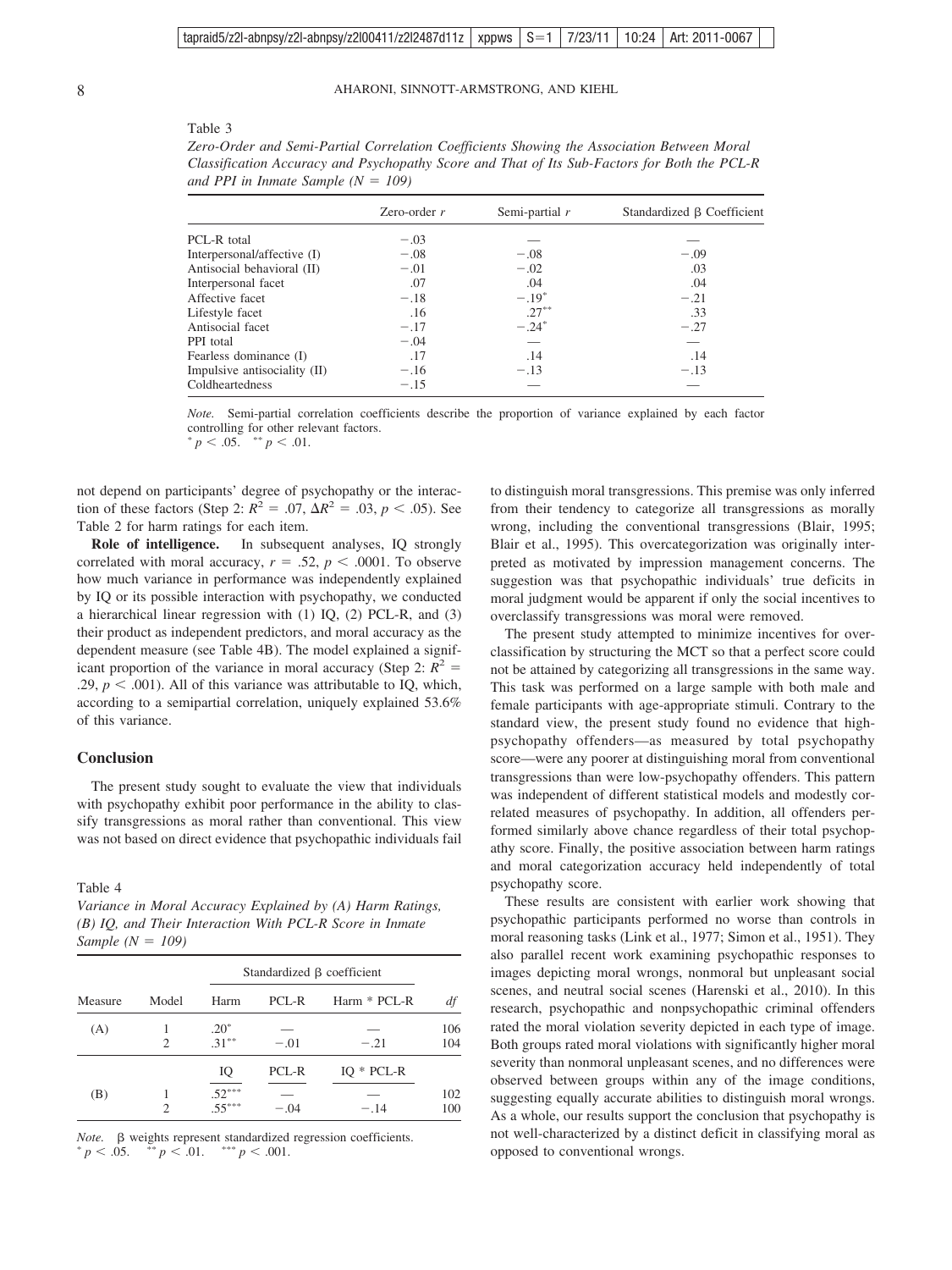Table 3

*Zero-Order and Semi-Partial Correlation Coefficients Showing the Association Between Moral Classification Accuracy and Psychopathy Score and That of Its Sub-Factors for Both the PCL-R and PPI in Inmate Sample (N = 109)*

| | Zero-order $r$ | Semi-partial $r$ | Standardized β Coefficient |
|---|---|---|---|
| PCL-R total | −.03 | — | — |
| Interpersonal/affective (I) | −.08 | −.08 | −.09 |
| Antisocial behavioral (II) | −.01 | −.02 | .03 |
| Interpersonal facet | .07 | .04 | .04 |
| Affective facet | −.18 | $-.19^{*}$ | −.21 |
| Lifestyle facet | .16 | $.27^{**}$ | .33 |
| Antisocial facet | −.17 | $-.24^{*}$ | −.27 |
| PPI total | −.04 | — | — |
| Fearless dominance (I) | .17 | .14 | .14 |
| Impulsive antisociality (II) | −.16 | −.13 | −.13 |
| Coldheartedness | −.15 | — | — |

*Note.* Semi-partial correlation coefficients describe the proportion of variance explained by each factor controlling for other relevant factors.
$^{*}p < .05$. $^{**}p < .01$.

not depend on participants' degree of psychopathy or the interaction of these factors (Step 2: $R^2 = .07$, $\Delta R^2 = .03$, $p < .05$). See Table 2 for harm ratings for each item.

**Role of intelligence.** In subsequent analyses, IQ strongly correlated with moral accuracy, $r = .52$, $p < .0001$. To observe how much variance in performance was independently explained by IQ or its possible interaction with psychopathy, we conducted a hierarchical linear regression with (1) IQ, (2) PCL-R, and (3) their product as independent predictors, and moral accuracy as the dependent measure (see Table 4B). The model explained a significant proportion of the variance in moral accuracy (Step 2: $R^2 = .29$, $p < .001$). All of this variance was attributable to IQ, which, according to a semipartial correlation, uniquely explained 53.6% of this variance.

## Conclusion

The present study sought to evaluate the view that individuals with psychopathy exhibit poor performance in the ability to classify transgressions as moral rather than conventional. This view was not based on direct evidence that psychopathic individuals fail to distinguish moral transgressions. This premise was only inferred from their tendency to categorize all transgressions as morally wrong, including the conventional transgressions (Blair, 1995; Blair et al., 1995). This overcategorization was originally interpreted as motivated by impression management concerns. The suggestion was that psychopathic individuals' true deficits in moral judgment would be apparent if only the social incentives to overclassify transgressions was moral were removed.

The present study attempted to minimize incentives for overclassification by structuring the MCT so that a perfect score could not be attained by categorizing all transgressions in the same way. This task was performed on a large sample with both male and female participants with age-appropriate stimuli. Contrary to the standard view, the present study found no evidence that high-psychopathy offenders—as measured by total psychopathy score—were any poorer at distinguishing moral from conventional transgressions than were low-psychopathy offenders. This pattern was independent of different statistical models and modestly correlated measures of psychopathy. In addition, all offenders performed similarly above chance regardless of their total psychopathy score. Finally, the positive association between harm ratings and moral categorization accuracy held independently of total psychopathy score.

These results are consistent with earlier work showing that psychopathic participants performed no worse than controls in moral reasoning tasks (Link et al., 1977; Simon et al., 1951). They also parallel recent work examining psychopathic responses to images depicting moral wrongs, nonmoral but unpleasant social scenes, and neutral social scenes (Harenski et al., 2010). In this research, psychopathic and nonpsychopathic criminal offenders rated the moral violation severity depicted in each type of image. Both groups rated moral violations with significantly higher moral severity than nonmoral unpleasant scenes, and no differences were observed between groups within any of the image conditions, suggesting equally accurate abilities to distinguish moral wrongs. As a whole, our results support the conclusion that psychopathy is not well-characterized by a distinct deficit in classifying moral as opposed to conventional wrongs.

Table 4

*Variance in Moral Accuracy Explained by (A) Harm Ratings, (B) IQ, and Their Interaction With PCL-R Score in Inmate Sample (N = 109)*

| | | Standardized β coefficient | | | |
|---|---|---|---|---|---|
| Measure | Model | Harm | PCL-R | Harm * PCL-R | *df* |
| (A) | 1 | $.20^{*}$ | — | — | 106 |
| | 2 | $.31^{**}$ | −.01 | −.21 | 104 |
| | | IQ | PCL-R | IQ * PCL-R | |
| (B) | 1 | $.52^{***}$ | — | — | 102 |
| | 2 | $.55^{***}$ | −.04 | −.14 | 100 |

*Note.* β weights represent standardized regression coefficients.
$^{*}p < .05$. $^{**}p < .01$. $^{***}p < .001$.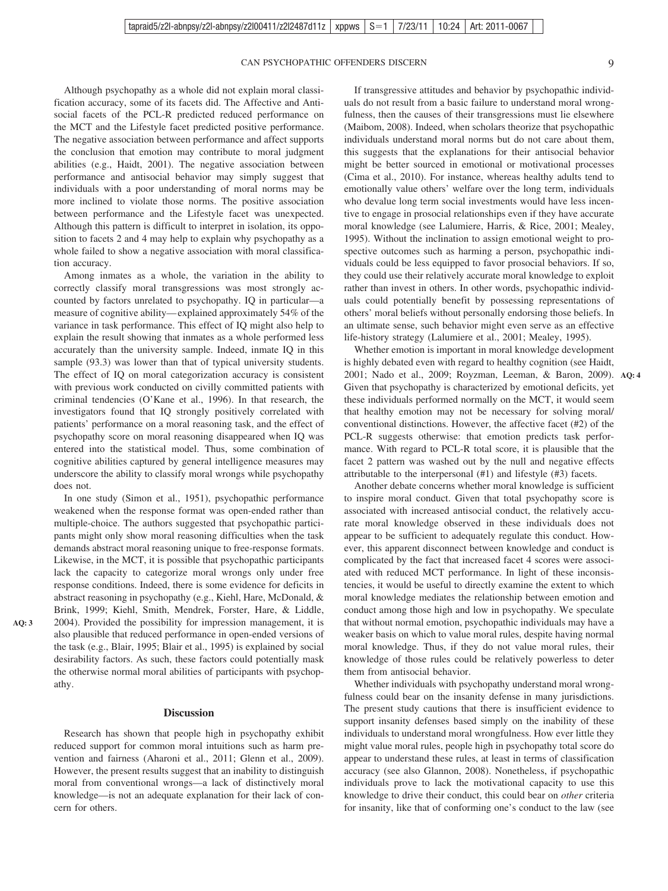Although psychopathy as a whole did not explain moral classification accuracy, some of its facets did. The Affective and Antisocial facets of the PCL-R predicted reduced performance on the MCT and the Lifestyle facet predicted positive performance. The negative association between performance and affect supports the conclusion that emotion may contribute to moral judgment abilities (e.g., Haidt, 2001). The negative association between performance and antisocial behavior may simply suggest that individuals with a poor understanding of moral norms may be more inclined to violate those norms. The positive association between performance and the Lifestyle facet was unexpected. Although this pattern is difficult to interpret in isolation, its opposition to facets 2 and 4 may help to explain why psychopathy as a whole failed to show a negative association with moral classification accuracy.

Among inmates as a whole, the variation in the ability to correctly classify moral transgressions was most strongly accounted by factors unrelated to psychopathy. IQ in particular—a measure of cognitive ability—explained approximately 54% of the variance in task performance. This effect of IQ might also help to explain the result showing that inmates as a whole performed less accurately than the university sample. Indeed, inmate IQ in this sample (93.3) was lower than that of typical university students. The effect of IQ on moral categorization accuracy is consistent with previous work conducted on civilly committed patients with criminal tendencies (O'Kane et al., 1996). In that research, the investigators found that IQ strongly positively correlated with patients' performance on a moral reasoning task, and the effect of psychopathy score on moral reasoning disappeared when IQ was entered into the statistical model. Thus, some combination of cognitive abilities captured by general intelligence measures may underscore the ability to classify moral wrongs while psychopathy does not.

In one study (Simon et al., 1951), psychopathic performance weakened when the response format was open-ended rather than multiple-choice. The authors suggested that psychopathic participants might only show moral reasoning difficulties when the task demands abstract moral reasoning unique to free-response formats. Likewise, in the MCT, it is possible that psychopathic participants lack the capacity to categorize moral wrongs only under free response conditions. Indeed, there is some evidence for deficits in abstract reasoning in psychopathy (e.g., Kiehl, Hare, McDonald, & Brink, 1999; Kiehl, Smith, Mendrek, Forster, Hare, & Liddle, 2004). Provided the possibility for impression management, it is also plausible that reduced performance in open-ended versions of the task (e.g., Blair, 1995; Blair et al., 1995) is explained by social desirability factors. As such, these factors could potentially mask the otherwise normal moral abilities of participants with psychopathy.

## Discussion

Research has shown that people high in psychopathy exhibit reduced support for common moral intuitions such as harm prevention and fairness (Aharoni et al., 2011; Glenn et al., 2009). However, the present results suggest that an inability to distinguish moral from conventional wrongs—a lack of distinctively moral knowledge—is not an adequate explanation for their lack of concern for others.

If transgressive attitudes and behavior by psychopathic individuals do not result from a basic failure to understand moral wrongfulness, then the causes of their transgressions must lie elsewhere (Maibom, 2008). Indeed, when scholars theorize that psychopathic individuals understand moral norms but do not care about them, this suggests that the explanations for their antisocial behavior might be better sourced in emotional or motivational processes (Cima et al., 2010). For instance, whereas healthy adults tend to emotionally value others' welfare over the long term, individuals who devalue long term social investments would have less incentive to engage in prosocial relationships even if they have accurate moral knowledge (see Lalumiere, Harris, & Rice, 2001; Mealey, 1995). Without the inclination to assign emotional weight to prospective outcomes such as harming a person, psychopathic individuals could be less equipped to favor prosocial behaviors. If so, they could use their relatively accurate moral knowledge to exploit rather than invest in others. In other words, psychopathic individuals could potentially benefit by possessing representations of others' moral beliefs without personally endorsing those beliefs. In an ultimate sense, such behavior might even serve as an effective life-history strategy (Lalumiere et al., 2001; Mealey, 1995).

Whether emotion is important in moral knowledge development is highly debated even with regard to healthy cognition (see Haidt, 2001; Nado et al., 2009; Royzman, Leeman, & Baron, 2009). Given that psychopathy is characterized by emotional deficits, yet these individuals performed normally on the MCT, it would seem that healthy emotion may not be necessary for solving moral/conventional distinctions. However, the affective facet (#2) of the PCL-R suggests otherwise: that emotion predicts task performance. With regard to PCL-R total score, it is plausible that the facet 2 pattern was washed out by the null and negative effects attributable to the interpersonal (#1) and lifestyle (#3) facets.

Another debate concerns whether moral knowledge is sufficient to inspire moral conduct. Given that total psychopathy score is associated with increased antisocial conduct, the relatively accurate moral knowledge observed in these individuals does not appear to be sufficient to adequately regulate this conduct. However, this apparent disconnect between knowledge and conduct is complicated by the fact that increased facet 4 scores were associated with reduced MCT performance. In light of these inconsistencies, it would be useful to directly examine the extent to which moral knowledge mediates the relationship between emotion and conduct among those high and low in psychopathy. We speculate that without normal emotion, psychopathic individuals may have a weaker basis on which to value moral rules, despite having normal moral knowledge. Thus, if they do not value moral rules, their knowledge of those rules could be relatively powerless to deter them from antisocial behavior.

Whether individuals with psychopathy understand moral wrongfulness could bear on the insanity defense in many jurisdictions. The present study cautions that there is insufficient evidence to support insanity defenses based simply on the inability of these individuals to understand moral wrongfulness. How ever little they might value moral rules, people high in psychopathy total score do appear to understand these rules, at least in terms of classification accuracy (see also Glannon, 2008). Nonetheless, if psychopathic individuals prove to lack the motivational capacity to use this knowledge to drive their conduct, this could bear on *other* criteria for insanity, like that of conforming one's conduct to the law (see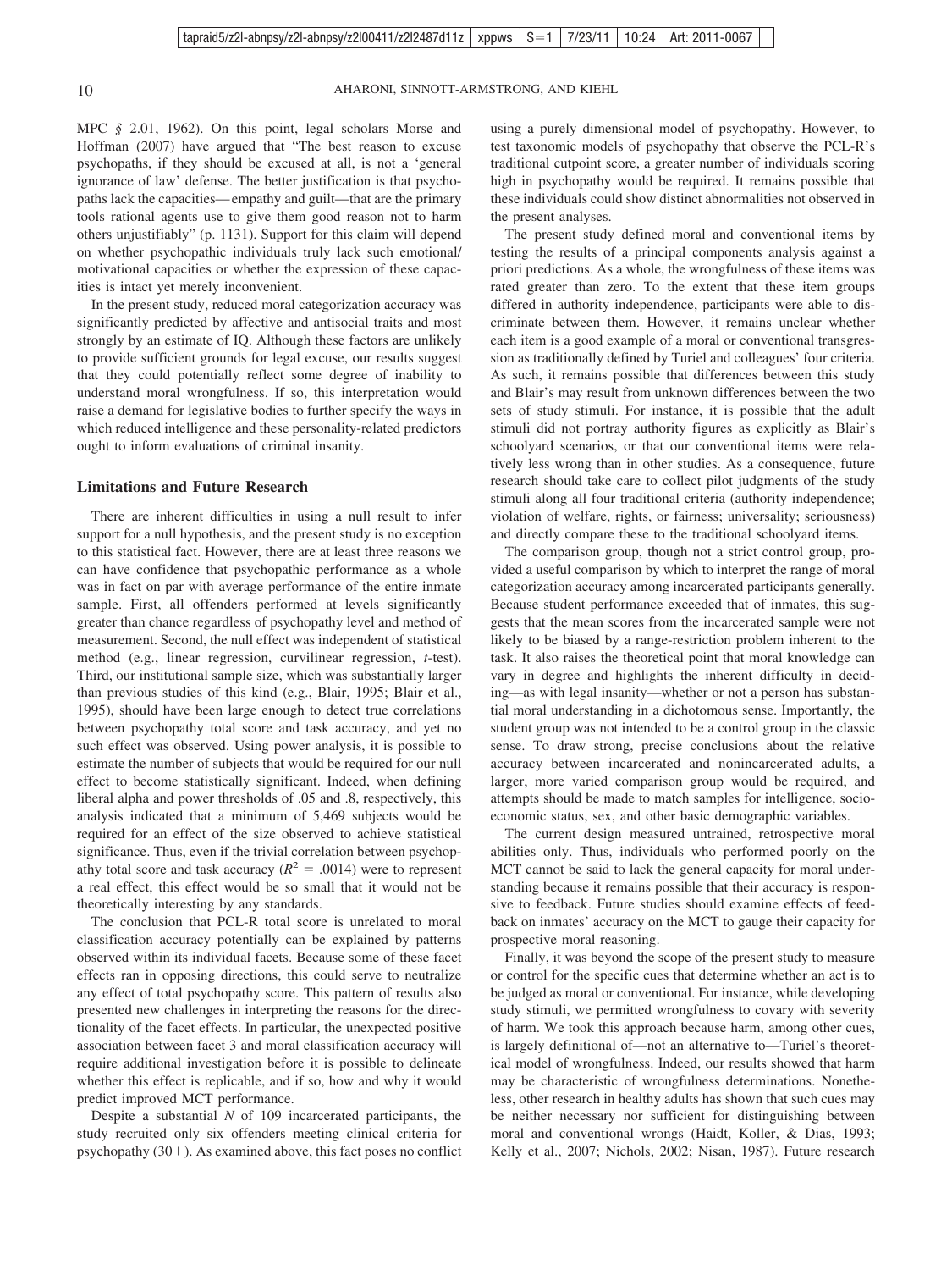MPC *§* 2.01, 1962). On this point, legal scholars Morse and Hoffman (2007) have argued that "The best reason to excuse psychopaths, if they should be excused at all, is not a 'general ignorance of law' defense. The better justification is that psychopaths lack the capacities—empathy and guilt—that are the primary tools rational agents use to give them good reason not to harm others unjustifiably" (p. 1131). Support for this claim will depend on whether psychopathic individuals truly lack such emotional/motivational capacities or whether the expression of these capacities is intact yet merely inconvenient.

In the present study, reduced moral categorization accuracy was significantly predicted by affective and antisocial traits and most strongly by an estimate of IQ. Although these factors are unlikely to provide sufficient grounds for legal excuse, our results suggest that they could potentially reflect some degree of inability to understand moral wrongfulness. If so, this interpretation would raise a demand for legislative bodies to further specify the ways in which reduced intelligence and these personality-related predictors ought to inform evaluations of criminal insanity.

## Limitations and Future Research

There are inherent difficulties in using a null result to infer support for a null hypothesis, and the present study is no exception to this statistical fact. However, there are at least three reasons we can have confidence that psychopathic performance as a whole was in fact on par with average performance of the entire inmate sample. First, all offenders performed at levels significantly greater than chance regardless of psychopathy level and method of measurement. Second, the null effect was independent of statistical method (e.g., linear regression, curvilinear regression, *t*-test). Third, our institutional sample size, which was substantially larger than previous studies of this kind (e.g., Blair, 1995; Blair et al., 1995), should have been large enough to detect true correlations between psychopathy total score and task accuracy, and yet no such effect was observed. Using power analysis, it is possible to estimate the number of subjects that would be required for our null effect to become statistically significant. Indeed, when defining liberal alpha and power thresholds of .05 and .8, respectively, this analysis indicated that a minimum of 5,469 subjects would be required for an effect of the size observed to achieve statistical significance. Thus, even if the trivial correlation between psychopathy total score and task accuracy ($R^2$ = .0014) were to represent a real effect, this effect would be so small that it would not be theoretically interesting by any standards.

The conclusion that PCL-R total score is unrelated to moral classification accuracy potentially can be explained by patterns observed within its individual facets. Because some of these facet effects ran in opposing directions, this could serve to neutralize any effect of total psychopathy score. This pattern of results also presented new challenges in interpreting the reasons for the directionality of the facet effects. In particular, the unexpected positive association between facet 3 and moral classification accuracy will require additional investigation before it is possible to delineate whether this effect is replicable, and if so, how and why it would predict improved MCT performance.

Despite a substantial *N* of 109 incarcerated participants, the study recruited only six offenders meeting clinical criteria for psychopathy (30+). As examined above, this fact poses no conflict using a purely dimensional model of psychopathy. However, to test taxonomic models of psychopathy that observe the PCL-R's traditional cutpoint score, a greater number of individuals scoring high in psychopathy would be required. It remains possible that these individuals could show distinct abnormalities not observed in the present analyses.

The present study defined moral and conventional items by testing the results of a principal components analysis against a priori predictions. As a whole, the wrongfulness of these items was rated greater than zero. To the extent that these item groups differed in authority independence, participants were able to discriminate between them. However, it remains unclear whether each item is a good example of a moral or conventional transgression as traditionally defined by Turiel and colleagues' four criteria. As such, it remains possible that differences between this study and Blair's may result from unknown differences between the two sets of study stimuli. For instance, it is possible that the adult stimuli did not portray authority figures as explicitly as Blair's schoolyard scenarios, or that our conventional items were relatively less wrong than in other studies. As a consequence, future research should take care to collect pilot judgments of the study stimuli along all four traditional criteria (authority independence; violation of welfare, rights, or fairness; universality; seriousness) and directly compare these to the traditional schoolyard items.

The comparison group, though not a strict control group, provided a useful comparison by which to interpret the range of moral categorization accuracy among incarcerated participants generally. Because student performance exceeded that of inmates, this suggests that the mean scores from the incarcerated sample were not likely to be biased by a range-restriction problem inherent to the task. It also raises the theoretical point that moral knowledge can vary in degree and highlights the inherent difficulty in deciding—as with legal insanity—whether or not a person has substantial moral understanding in a dichotomous sense. Importantly, the student group was not intended to be a control group in the classic sense. To draw strong, precise conclusions about the relative accuracy between incarcerated and nonincarcerated adults, a larger, more varied comparison group would be required, and attempts should be made to match samples for intelligence, socioeconomic status, sex, and other basic demographic variables.

The current design measured untrained, retrospective moral abilities only. Thus, individuals who performed poorly on the MCT cannot be said to lack the general capacity for moral understanding because it remains possible that their accuracy is responsive to feedback. Future studies should examine effects of feedback on inmates' accuracy on the MCT to gauge their capacity for prospective moral reasoning.

Finally, it was beyond the scope of the present study to measure or control for the specific cues that determine whether an act is to be judged as moral or conventional. For instance, while developing study stimuli, we permitted wrongfulness to covary with severity of harm. We took this approach because harm, among other cues, is largely definitional of—not an alternative to—Turiel's theoretical model of wrongfulness. Indeed, our results showed that harm may be characteristic of wrongfulness determinations. Nonetheless, other research in healthy adults has shown that such cues may be neither necessary nor sufficient for distinguishing between moral and conventional wrongs (Haidt, Koller, & Dias, 1993; Kelly et al., 2007; Nichols, 2002; Nisan, 1987). Future research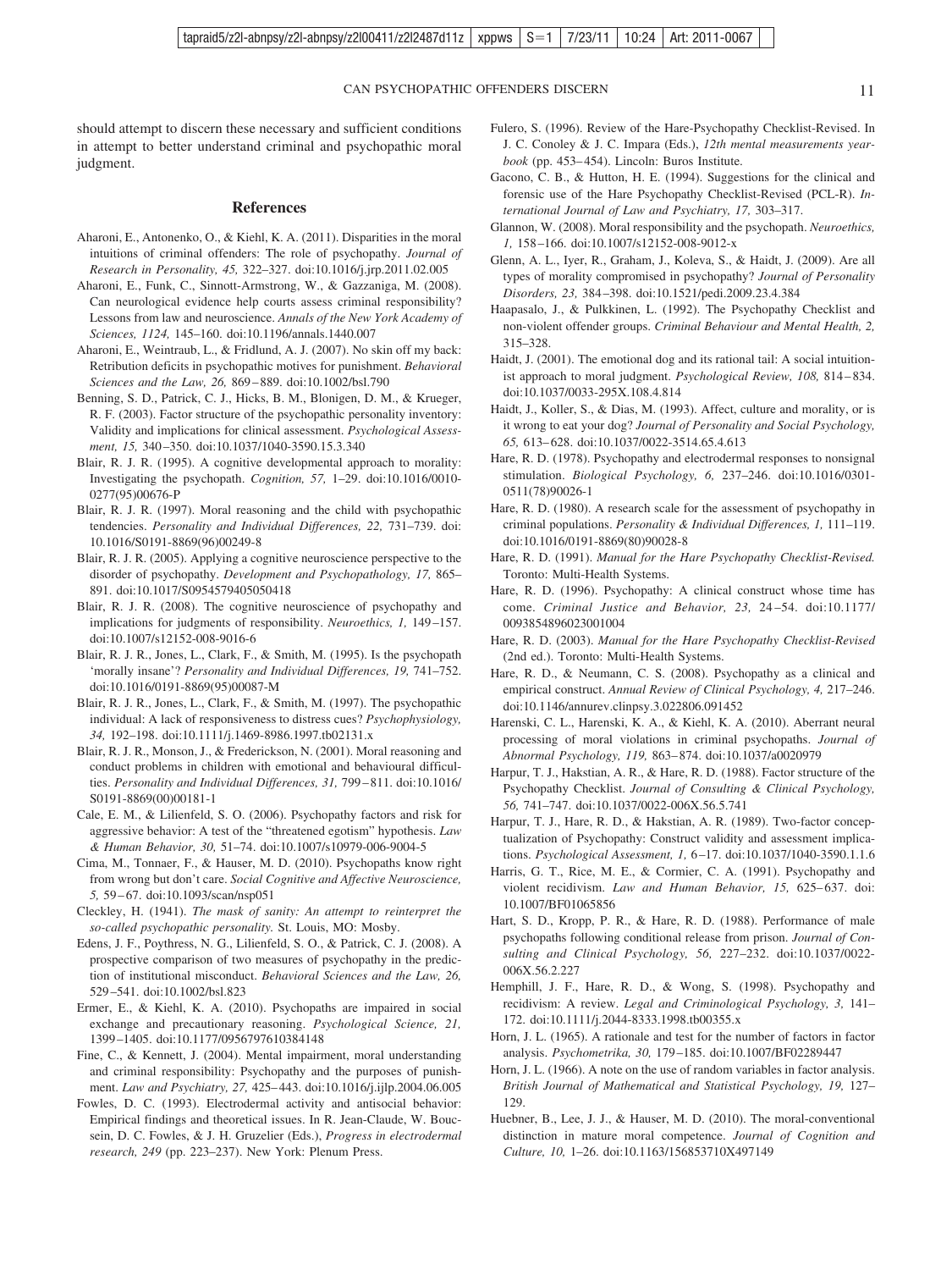should attempt to discern these necessary and sufficient conditions in attempt to better understand criminal and psychopathic moral judgment.

## References

Aharoni, E., Antonenko, O., & Kiehl, K. A. (2011). Disparities in the moral intuitions of criminal offenders: The role of psychopathy. *Journal of Research in Personality, 45,* 322–327. doi:10.1016/j.jrp.2011.02.005

Aharoni, E., Funk, C., Sinnott-Armstrong, W., & Gazzaniga, M. (2008). Can neurological evidence help courts assess criminal responsibility? Lessons from law and neuroscience. *Annals of the New York Academy of Sciences, 1124,* 145–160. doi:10.1196/annals.1440.007

Aharoni, E., Weintraub, L., & Fridlund, A. J. (2007). No skin off my back: Retribution deficits in psychopathic motives for punishment. *Behavioral Sciences and the Law, 26,* 869–889. doi:10.1002/bsl.790

Benning, S. D., Patrick, C. J., Hicks, B. M., Blonigen, D. M., & Krueger, R. F. (2003). Factor structure of the psychopathic personality inventory: Validity and implications for clinical assessment. *Psychological Assessment, 15,* 340–350. doi:10.1037/1040-3590.15.3.340

Blair, R. J. R. (1995). A cognitive developmental approach to morality: Investigating the psychopath. *Cognition, 57,* 1–29. doi:10.1016/0010-0277(95)00676-P

Blair, R. J. R. (1997). Moral reasoning and the child with psychopathic tendencies. *Personality and Individual Differences, 22,* 731–739. doi: 10.1016/S0191-8869(96)00249-8

Blair, R. J. R. (2005). Applying a cognitive neuroscience perspective to the disorder of psychopathy. *Development and Psychopathology, 17,* 865–891. doi:10.1017/S0954579405050418

Blair, R. J. R. (2008). The cognitive neuroscience of psychopathy and implications for judgments of responsibility. *Neuroethics, 1,* 149–157. doi:10.1007/s12152-008-9016-6

Blair, R. J. R., Jones, L., Clark, F., & Smith, M. (1995). Is the psychopath 'morally insane'? *Personality and Individual Differences, 19,* 741–752. doi:10.1016/0191-8869(95)00087-M

Blair, R. J. R., Jones, L., Clark, F., & Smith, M. (1997). The psychopathic individual: A lack of responsiveness to distress cues? *Psychophysiology, 34,* 192–198. doi:10.1111/j.1469-8986.1997.tb02131.x

Blair, R. J. R., Monson, J., & Frederickson, N. (2001). Moral reasoning and conduct problems in children with emotional and behavioural difficulties. *Personality and Individual Differences, 31,* 799–811. doi:10.1016/S0191-8869(00)00181-1

Cale, E. M., & Lilienfeld, S. O. (2006). Psychopathy factors and risk for aggressive behavior: A test of the "threatened egotism" hypothesis. *Law & Human Behavior, 30,* 51–74. doi:10.1007/s10979-006-9004-5

Cima, M., Tonnaer, F., & Hauser, M. D. (2010). Psychopaths know right from wrong but don't care. *Social Cognitive and Affective Neuroscience, 5,* 59–67. doi:10.1093/scan/nsp051

Cleckley, H. (1941). *The mask of sanity: An attempt to reinterpret the so-called psychopathic personality.* St. Louis, MO: Mosby.

Edens, J. F., Poythress, N. G., Lilienfeld, S. O., & Patrick, C. J. (2008). A prospective comparison of two measures of psychopathy in the prediction of institutional misconduct. *Behavioral Sciences and the Law, 26,* 529–541. doi:10.1002/bsl.823

Ermer, E., & Kiehl, K. A. (2010). Psychopaths are impaired in social exchange and precautionary reasoning. *Psychological Science, 21,* 1399–1405. doi:10.1177/0956797610384148

Fine, C., & Kennett, J. (2004). Mental impairment, moral understanding and criminal responsibility: Psychopathy and the purposes of punishment. *Law and Psychiatry, 27,* 425–443. doi:10.1016/j.ijlp.2004.06.005

Fowles, D. C. (1993). Electrodermal activity and antisocial behavior: Empirical findings and theoretical issues. In R. Jean-Claude, W. Boucsein, D. C. Fowles, & J. H. Gruzelier (Eds.), *Progress in electrodermal research, 249* (pp. 223–237). New York: Plenum Press.

Fulero, S. (1996). Review of the Hare-Psychopathy Checklist-Revised. In J. C. Conoley & J. C. Impara (Eds.), *12th mental measurements yearbook* (pp. 453–454). Lincoln: Buros Institute.

Gacono, C. B., & Hutton, H. E. (1994). Suggestions for the clinical and forensic use of the Hare Psychopathy Checklist-Revised (PCL-R). *International Journal of Law and Psychiatry, 17,* 303–317.

Glannon, W. (2008). Moral responsibility and the psychopath. *Neuroethics, 1,* 158–166. doi:10.1007/s12152-008-9012-x

Glenn, A. L., Iyer, R., Graham, J., Koleva, S., & Haidt, J. (2009). Are all types of morality compromised in psychopathy? *Journal of Personality Disorders, 23,* 384–398. doi:10.1521/pedi.2009.23.4.384

Haapasalo, J., & Pulkkinen, L. (1992). The Psychopathy Checklist and non-violent offender groups. *Criminal Behaviour and Mental Health, 2,* 315–328.

Haidt, J. (2001). The emotional dog and its rational tail: A social intuitionist approach to moral judgment. *Psychological Review, 108,* 814–834. doi:10.1037/0033-295X.108.4.814

Haidt, J., Koller, S., & Dias, M. (1993). Affect, culture and morality, or is it wrong to eat your dog? *Journal of Personality and Social Psychology, 65,* 613–628. doi:10.1037/0022-3514.65.4.613

Hare, R. D. (1978). Psychopathy and electrodermal responses to nonsignal stimulation. *Biological Psychology, 6,* 237–246. doi:10.1016/0301-0511(78)90026-1

Hare, R. D. (1980). A research scale for the assessment of psychopathy in criminal populations. *Personality & Individual Differences, 1,* 111–119. doi:10.1016/0191-8869(80)90028-8

Hare, R. D. (1991). *Manual for the Hare Psychopathy Checklist-Revised.* Toronto: Multi-Health Systems.

Hare, R. D. (1996). Psychopathy: A clinical construct whose time has come. *Criminal Justice and Behavior, 23,* 24–54. doi:10.1177/0093854896023001004

Hare, R. D. (2003). *Manual for the Hare Psychopathy Checklist-Revised* (2nd ed.). Toronto: Multi-Health Systems.

Hare, R. D., & Neumann, C. S. (2008). Psychopathy as a clinical and empirical construct. *Annual Review of Clinical Psychology, 4,* 217–246. doi:10.1146/annurev.clinpsy.3.022806.091452

Harenski, C. L., Harenski, K. A., & Kiehl, K. A. (2010). Aberrant neural processing of moral violations in criminal psychopaths. *Journal of Abnormal Psychology, 119,* 863–874. doi:10.1037/a0020979

Harpur, T. J., Hakstian, A. R., & Hare, R. D. (1988). Factor structure of the Psychopathy Checklist. *Journal of Consulting & Clinical Psychology, 56,* 741–747. doi:10.1037/0022-006X.56.5.741

Harpur, T. J., Hare, R. D., & Hakstian, A. R. (1989). Two-factor conceptualization of Psychopathy: Construct validity and assessment implications. *Psychological Assessment, 1,* 6–17. doi:10.1037/1040-3590.1.1.6

Harris, G. T., Rice, M. E., & Cormier, C. A. (1991). Psychopathy and violent recidivism. *Law and Human Behavior, 15,* 625–637. doi: 10.1007/BF01065856

Hart, S. D., Kropp, P. R., & Hare, R. D. (1988). Performance of male psychopaths following conditional release from prison. *Journal of Consulting and Clinical Psychology, 56,* 227–232. doi:10.1037/0022-006X.56.2.227

Hemphill, J. F., Hare, R. D., & Wong, S. (1998). Psychopathy and recidivism: A review. *Legal and Criminological Psychology, 3,* 141–172. doi:10.1111/j.2044-8333.1998.tb00355.x

Horn, J. L. (1965). A rationale and test for the number of factors in factor analysis. *Psychometrika, 30,* 179–185. doi:10.1007/BF02289447

Horn, J. L. (1966). A note on the use of random variables in factor analysis. *British Journal of Mathematical and Statistical Psychology, 19,* 127–129.

Huebner, B., Lee, J. J., & Hauser, M. D. (2010). The moral-conventional distinction in mature moral competence. *Journal of Cognition and Culture, 10,* 1–26. doi:10.1163/156853710X497149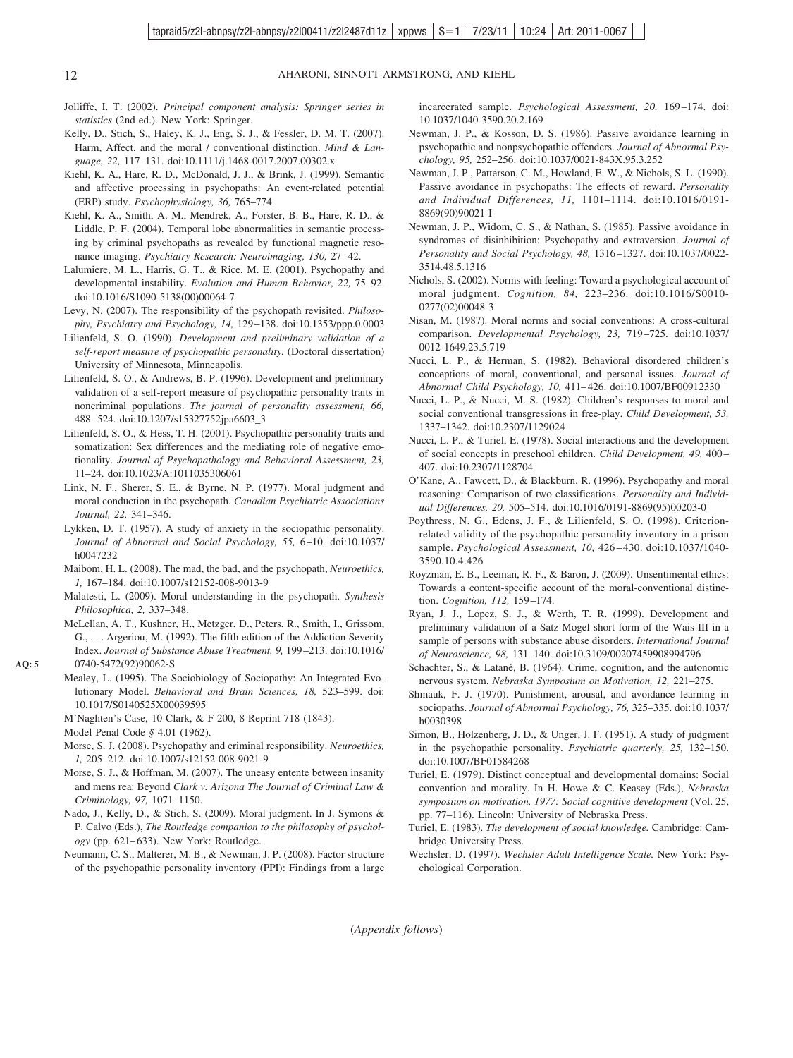Jolliffe, I. T. (2002). *Principal component analysis: Springer series in statistics* (2nd ed.). New York: Springer.

Kelly, D., Stich, S., Haley, K. J., Eng, S. J., & Fessler, D. M. T. (2007). Harm, Affect, and the moral / conventional distinction. *Mind & Language, 22,* 117–131. doi:10.1111/j.1468-0017.2007.00302.x

Kiehl, K. A., Hare, R. D., McDonald, J. J., & Brink, J. (1999). Semantic and affective processing in psychopaths: An event-related potential (ERP) study. *Psychophysiology, 36,* 765–774.

Kiehl, K. A., Smith, A. M., Mendrek, A., Forster, B. B., Hare, R. D., & Liddle, P. F. (2004). Temporal lobe abnormalities in semantic processing by criminal psychopaths as revealed by functional magnetic resonance imaging. *Psychiatry Research: Neuroimaging, 130,* 27–42.

Lalumiere, M. L., Harris, G. T., & Rice, M. E. (2001). Psychopathy and developmental instability. *Evolution and Human Behavior, 22,* 75–92. doi:10.1016/S1090-5138(00)00064-7

Levy, N. (2007). The responsibility of the psychopath revisited. *Philosophy, Psychiatry and Psychology, 14,* 129–138. doi:10.1353/ppp.0.0003

Lilienfeld, S. O. (1990). *Development and preliminary validation of a self-report measure of psychopathic personality.* (Doctoral dissertation) University of Minnesota, Minneapolis.

Lilienfeld, S. O., & Andrews, B. P. (1996). Development and preliminary validation of a self-report measure of psychopathic personality traits in noncriminal populations. *The journal of personality assessment, 66,* 488–524. doi:10.1207/s15327752jpa6603_3

Lilienfeld, S. O., & Hess, T. H. (2001). Psychopathic personality traits and somatization: Sex differences and the mediating role of negative emotionality. *Journal of Psychopathology and Behavioral Assessment, 23,* 11–24. doi:10.1023/A:1011035306061

Link, N. F., Sherer, S. E., & Byrne, N. P. (1977). Moral judgment and moral conduction in the psychopath. *Canadian Psychiatric Associations Journal, 22,* 341–346.

Lykken, D. T. (1957). A study of anxiety in the sociopathic personality. *Journal of Abnormal and Social Psychology, 55,* 6–10. doi:10.1037/h0047232

Maibom, H. L. (2008). The mad, the bad, and the psychopath, *Neuroethics, 1,* 167–184. doi:10.1007/s12152-008-9013-9

Malatesti, L. (2009). Moral understanding in the psychopath. *Synthesis Philosophica, 2,* 337–348.

McLellan, A. T., Kushner, H., Metzger, D., Peters, R., Smith, I., Grissom, G., . . . Argeriou, M. (1992). The fifth edition of the Addiction Severity Index. *Journal of Substance Abuse Treatment, 9,* 199–213. doi:10.1016/0740-5472(92)90062-S

Mealey, L. (1995). The Sociobiology of Sociopathy: An Integrated Evolutionary Model. *Behavioral and Brain Sciences, 18,* 523–599. doi:10.1017/S0140525X00039595

M'Naghten's Case, 10 Clark, & F 200, 8 Reprint 718 (1843).

Model Penal Code *§* 4.01 (1962).

Morse, S. J. (2008). Psychopathy and criminal responsibility. *Neuroethics, 1,* 205–212. doi:10.1007/s12152-008-9021-9

Morse, S. J., & Hoffman, M. (2007). The uneasy entente between insanity and mens rea: Beyond *Clark v. Arizona The Journal of Criminal Law & Criminology, 97,* 1071–1150.

Nado, J., Kelly, D., & Stich, S. (2009). Moral judgment. In J. Symons & P. Calvo (Eds.), *The Routledge companion to the philosophy of psychology* (pp. 621–633). New York: Routledge.

Neumann, C. S., Malterer, M. B., & Newman, J. P. (2008). Factor structure of the psychopathic personality inventory (PPI): Findings from a large incarcerated sample. *Psychological Assessment, 20,* 169–174. doi:10.1037/1040-3590.20.2.169

Newman, J. P., & Kosson, D. S. (1986). Passive avoidance learning in psychopathic and nonpsychopathic offenders. *Journal of Abnormal Psychology, 95,* 252–256. doi:10.1037/0021-843X.95.3.252

Newman, J. P., Patterson, C. M., Howland, E. W., & Nichols, S. L. (1990). Passive avoidance in psychopaths: The effects of reward. *Personality and Individual Differences, 11,* 1101–1114. doi:10.1016/0191-8869(90)90021-I

Newman, J. P., Widom, C. S., & Nathan, S. (1985). Passive avoidance in syndromes of disinhibition: Psychopathy and extraversion. *Journal of Personality and Social Psychology, 48,* 1316–1327. doi:10.1037/0022-3514.48.5.1316

Nichols, S. (2002). Norms with feeling: Toward a psychological account of moral judgment. *Cognition, 84,* 223–236. doi:10.1016/S0010-0277(02)00048-3

Nisan, M. (1987). Moral norms and social conventions: A cross-cultural comparison. *Developmental Psychology, 23,* 719–725. doi:10.1037/0012-1649.23.5.719

Nucci, L. P., & Herman, S. (1982). Behavioral disordered children's conceptions of moral, conventional, and personal issues. *Journal of Abnormal Child Psychology, 10,* 411–426. doi:10.1007/BF00912330

Nucci, L. P., & Nucci, M. S. (1982). Children's responses to moral and social conventional transgressions in free-play. *Child Development, 53,* 1337–1342. doi:10.2307/1129024

Nucci, L. P., & Turiel, E. (1978). Social interactions and the development of social concepts in preschool children. *Child Development, 49,* 400–407. doi:10.2307/1128704

O'Kane, A., Fawcett, D., & Blackburn, R. (1996). Psychopathy and moral reasoning: Comparison of two classifications. *Personality and Individual Differences, 20,* 505–514. doi:10.1016/0191-8869(95)00203-0

Poythress, N. G., Edens, J. F., & Lilienfeld, S. O. (1998). Criterion-related validity of the psychopathic personality inventory in a prison sample. *Psychological Assessment, 10,* 426–430. doi:10.1037/1040-3590.10.4.426

Royzman, E. B., Leeman, R. F., & Baron, J. (2009). Unsentimental ethics: Towards a content-specific account of the moral-conventional distinction. *Cognition, 112,* 159–174.

Ryan, J. J., Lopez, S. J., & Werth, T. R. (1999). Development and preliminary validation of a Satz-Mogel short form of the Wais-III in a sample of persons with substance abuse disorders. *International Journal of Neuroscience, 98,* 131–140. doi:10.3109/00207459908994796

Schachter, S., & Latané, B. (1964). Crime, cognition, and the autonomic nervous system. *Nebraska Symposium on Motivation, 12,* 221–275.

Shmauk, F. J. (1970). Punishment, arousal, and avoidance learning in sociopaths. *Journal of Abnormal Psychology, 76,* 325–335. doi:10.1037/h0030398

Simon, B., Holzenberg, J. D., & Unger, J. F. (1951). A study of judgment in the psychopathic personality. *Psychiatric quarterly, 25,* 132–150. doi:10.1007/BF01584268

Turiel, E. (1979). Distinct conceptual and developmental domains: Social convention and morality. In H. Howe & C. Keasey (Eds.), *Nebraska symposium on motivation, 1977: Social cognitive development* (Vol. 25, pp. 77–116). Lincoln: University of Nebraska Press.

Turiel, E. (1983). *The development of social knowledge.* Cambridge: Cambridge University Press.

Wechsler, D. (1997). *Wechsler Adult Intelligence Scale.* New York: Psychological Corporation.

(*Appendix follows*)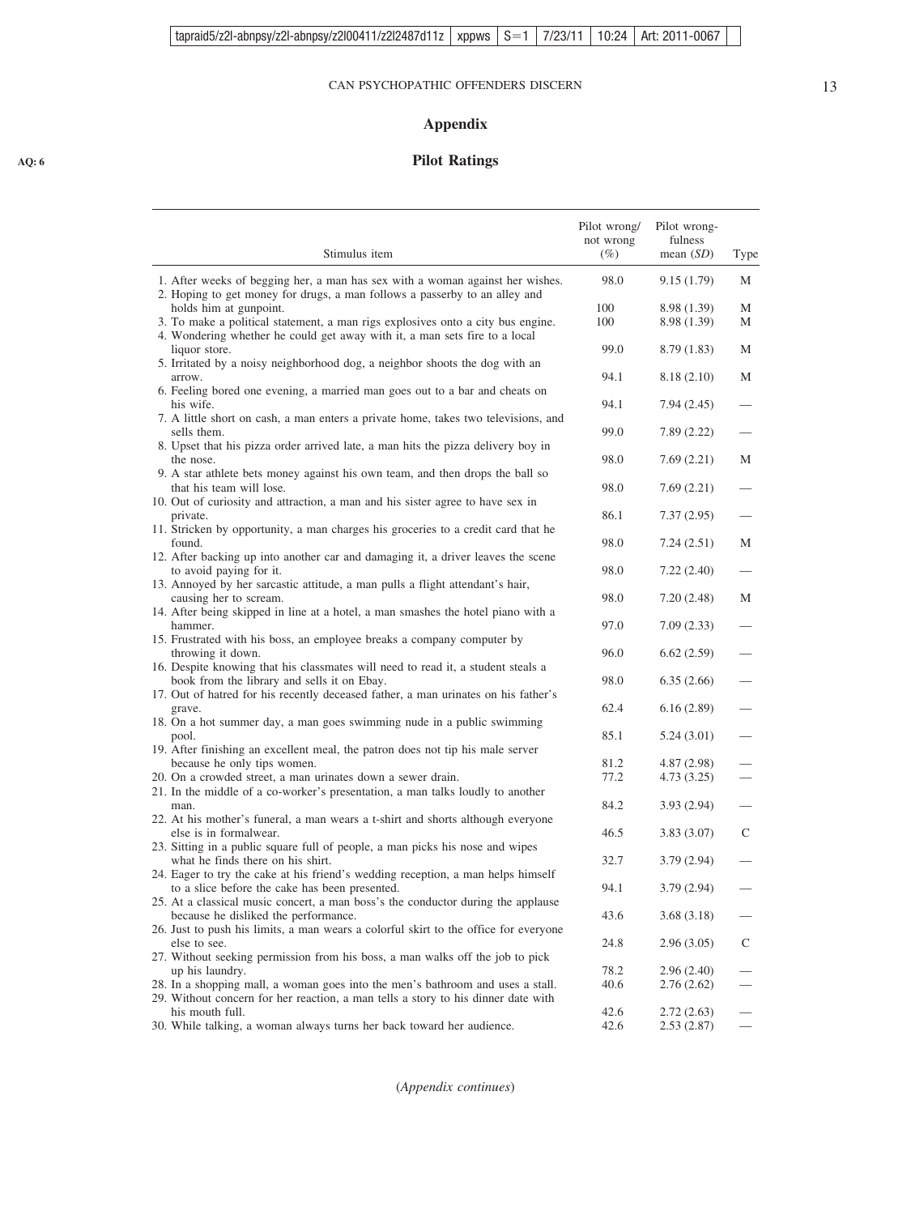# Appendix

## Pilot Ratings

| Stimulus item | Pilot wrong/ not wrong (%) | Pilot wrong-fulness mean (*SD*) | Type |
|---|---|---|---|
| 1. After weeks of begging her, a man has sex with a woman against her wishes. | 98.0 | 9.15 (1.79) | M |
| 2. Hoping to get money for drugs, a man follows a passerby to an alley and holds him at gunpoint. | 100 | 8.98 (1.39) | M |
| 3. To make a political statement, a man rigs explosives onto a city bus engine. | 100 | 8.98 (1.39) | M |
| 4. Wondering whether he could get away with it, a man sets fire to a local liquor store. | 99.0 | 8.79 (1.83) | M |
| 5. Irritated by a noisy neighborhood dog, a neighbor shoots the dog with an arrow. | 94.1 | 8.18 (2.10) | M |
| 6. Feeling bored one evening, a married man goes out to a bar and cheats on his wife. | 94.1 | 7.94 (2.45) | — |
| 7. A little short on cash, a man enters a private home, takes two televisions, and sells them. | 99.0 | 7.89 (2.22) | — |
| 8. Upset that his pizza order arrived late, a man hits the pizza delivery boy in the nose. | 98.0 | 7.69 (2.21) | M |
| 9. A star athlete bets money against his own team, and then drops the ball so that his team will lose. | 98.0 | 7.69 (2.21) | — |
| 10. Out of curiosity and attraction, a man and his sister agree to have sex in private. | 86.1 | 7.37 (2.95) | — |
| 11. Stricken by opportunity, a man charges his groceries to a credit card that he found. | 98.0 | 7.24 (2.51) | M |
| 12. After backing up into another car and damaging it, a driver leaves the scene to avoid paying for it. | 98.0 | 7.22 (2.40) | — |
| 13. Annoyed by her sarcastic attitude, a man pulls a flight attendant's hair, causing her to scream. | 98.0 | 7.20 (2.48) | M |
| 14. After being skipped in line at a hotel, a man smashes the hotel piano with a hammer. | 97.0 | 7.09 (2.33) | — |
| 15. Frustrated with his boss, an employee breaks a company computer by throwing it down. | 96.0 | 6.62 (2.59) | — |
| 16. Despite knowing that his classmates will need to read it, a student steals a book from the library and sells it on Ebay. | 98.0 | 6.35 (2.66) | — |
| 17. Out of hatred for his recently deceased father, a man urinates on his father's grave. | 62.4 | 6.16 (2.89) | — |
| 18. On a hot summer day, a man goes swimming nude in a public swimming pool. | 85.1 | 5.24 (3.01) | — |
| 19. After finishing an excellent meal, the patron does not tip his male server because he only tips women. | 81.2 | 4.87 (2.98) | — |
| 20. On a crowded street, a man urinates down a sewer drain. | 77.2 | 4.73 (3.25) | — |
| 21. In the middle of a co-worker's presentation, a man talks loudly to another man. | 84.2 | 3.93 (2.94) | — |
| 22. At his mother's funeral, a man wears a t-shirt and shorts although everyone else is in formalwear. | 46.5 | 3.83 (3.07) | C |
| 23. Sitting in a public square full of people, a man picks his nose and wipes what he finds there on his shirt. | 32.7 | 3.79 (2.94) | — |
| 24. Eager to try the cake at his friend's wedding reception, a man helps himself to a slice before the cake has been presented. | 94.1 | 3.79 (2.94) | — |
| 25. At a classical music concert, a man boss's the conductor during the applause because he disliked the performance. | 43.6 | 3.68 (3.18) | — |
| 26. Just to push his limits, a man wears a colorful skirt to the office for everyone else to see. | 24.8 | 2.96 (3.05) | C |
| 27. Without seeking permission from his boss, a man walks off the job to pick up his laundry. | 78.2 | 2.96 (2.40) | — |
| 28. In a shopping mall, a woman goes into the men's bathroom and uses a stall. | 40.6 | 2.76 (2.62) | — |
| 29. Without concern for her reaction, a man tells a story to his dinner date with his mouth full. | 42.6 | 2.72 (2.63) | — |
| 30. While talking, a woman always turns her back toward her audience. | 42.6 | 2.53 (2.87) | — |

(*Appendix continues*)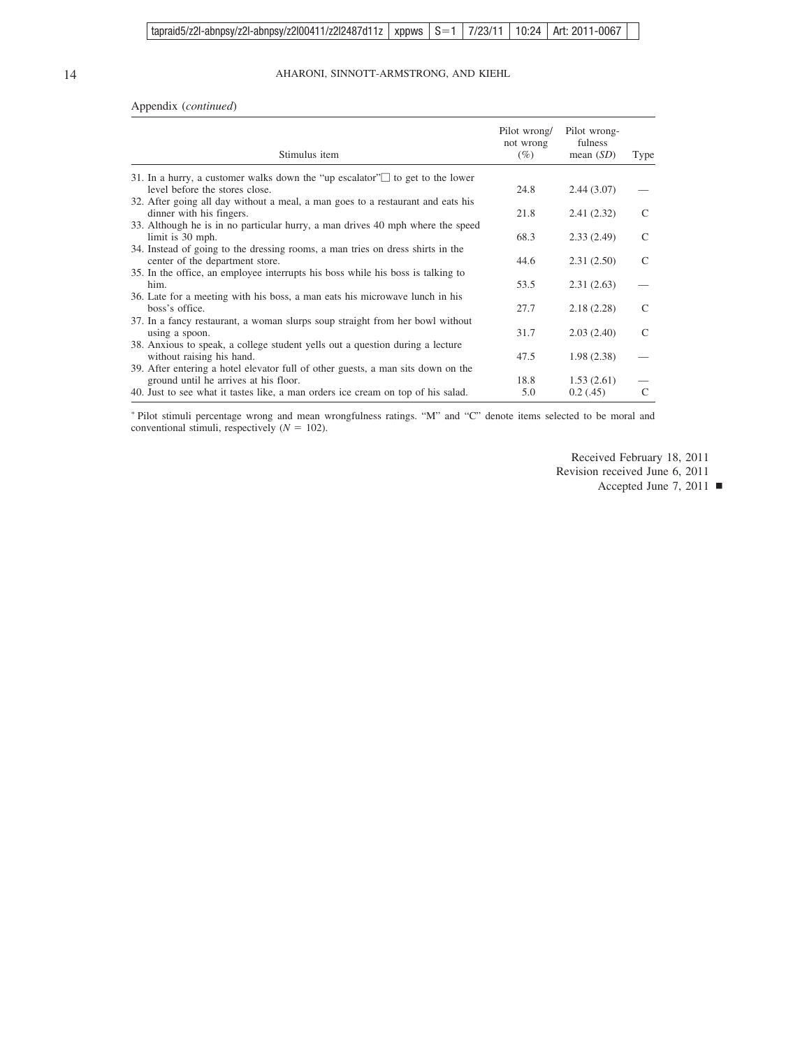Appendix (*continued*)

| Stimulus item | Pilot wrong/ not wrong (%) | Pilot wrong-fulness mean (*SD*) | Type |
|---|---|---|---|
| 31. In a hurry, a customer walks down the "up escalator"□ to get to the lower level before the stores close. | 24.8 | 2.44 (3.07) | — |
| 32. After going all day without a meal, a man goes to a restaurant and eats his dinner with his fingers. | 21.8 | 2.41 (2.32) | C |
| 33. Although he is in no particular hurry, a man drives 40 mph where the speed limit is 30 mph. | 68.3 | 2.33 (2.49) | C |
| 34. Instead of going to the dressing rooms, a man tries on dress shirts in the center of the department store. | 44.6 | 2.31 (2.50) | C |
| 35. In the office, an employee interrupts his boss while his boss is talking to him. | 53.5 | 2.31 (2.63) | — |
| 36. Late for a meeting with his boss, a man eats his microwave lunch in his boss's office. | 27.7 | 2.18 (2.28) | C |
| 37. In a fancy restaurant, a woman slurps soup straight from her bowl without using a spoon. | 31.7 | 2.03 (2.40) | C |
| 38. Anxious to speak, a college student yells out a question during a lecture without raising his hand. | 47.5 | 1.98 (2.38) | — |
| 39. After entering a hotel elevator full of other guests, a man sits down on the ground until he arrives at his floor. | 18.8 | 1.53 (2.61) | — |
| 40. Just to see what it tastes like, a man orders ice cream on top of his salad. | 5.0 | 0.2 (.45) | C |

* Pilot stimuli percentage wrong and mean wrongfulness ratings. "M" and "C" denote items selected to be moral and conventional stimuli, respectively ($N = 102$).

Received February 18, 2011
Revision received June 6, 2011
Accepted June 7, 2011 ■